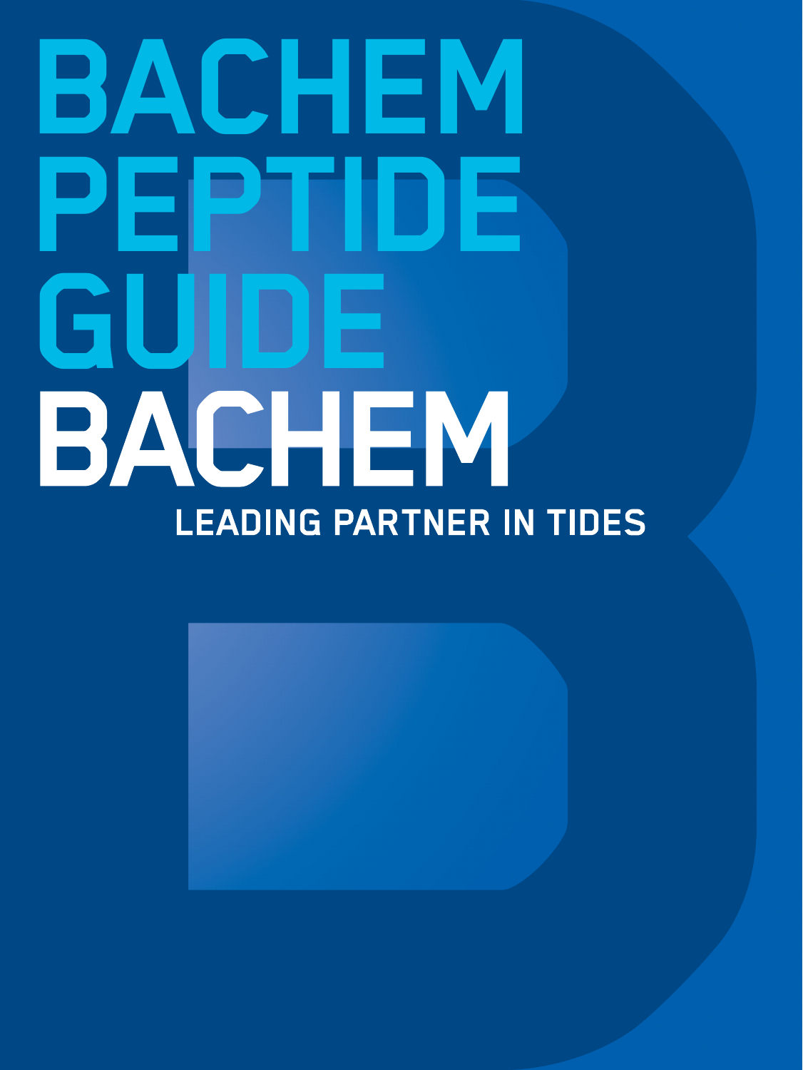# BACHEM PEPTIDE GUIDE

BACHEM

LEADING PARTNER IN TIDES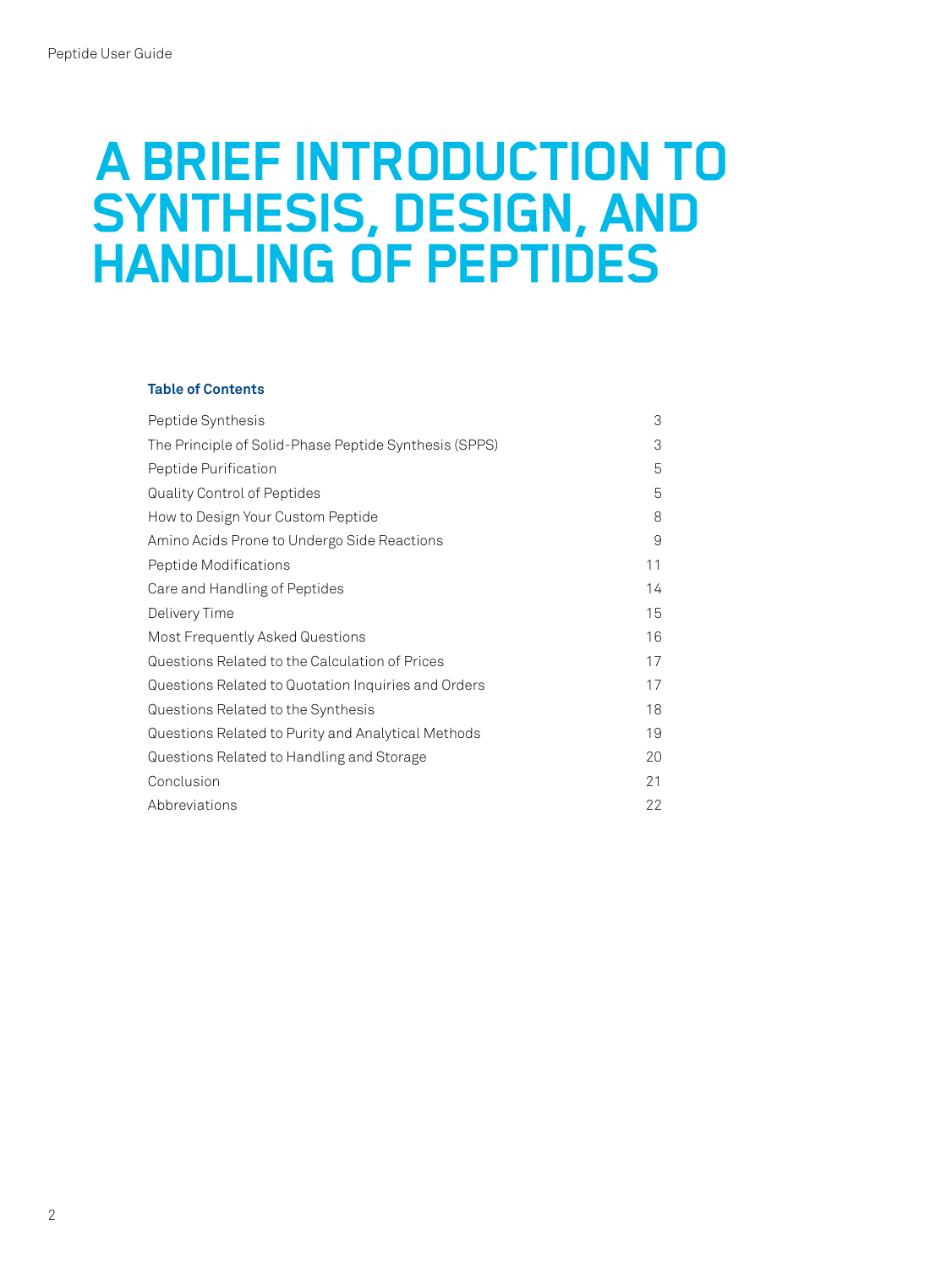# A BRIEF INTRODUCTION TO SYNTHESIS, DESIGN, AND HANDLING OF PEPTIDES

**Table of Contents**

| | |
|---|---|
| Peptide Synthesis | 3 |
| The Principle of Solid-Phase Peptide Synthesis (SPPS) | 3 |
| Peptide Purification | 5 |
| Quality Control of Peptides | 5 |
| How to Design Your Custom Peptide | 8 |
| Amino Acids Prone to Undergo Side Reactions | 9 |
| Peptide Modifications | 11 |
| Care and Handling of Peptides | 14 |
| Delivery Time | 15 |
| Most Frequently Asked Questions | 16 |
| Questions Related to the Calculation of Prices | 17 |
| Questions Related to Quotation Inquiries and Orders | 17 |
| Questions Related to the Synthesis | 18 |
| Questions Related to Purity and Analytical Methods | 19 |
| Questions Related to Handling and Storage | 20 |
| Conclusion | 21 |
| Abbreviations | 22 |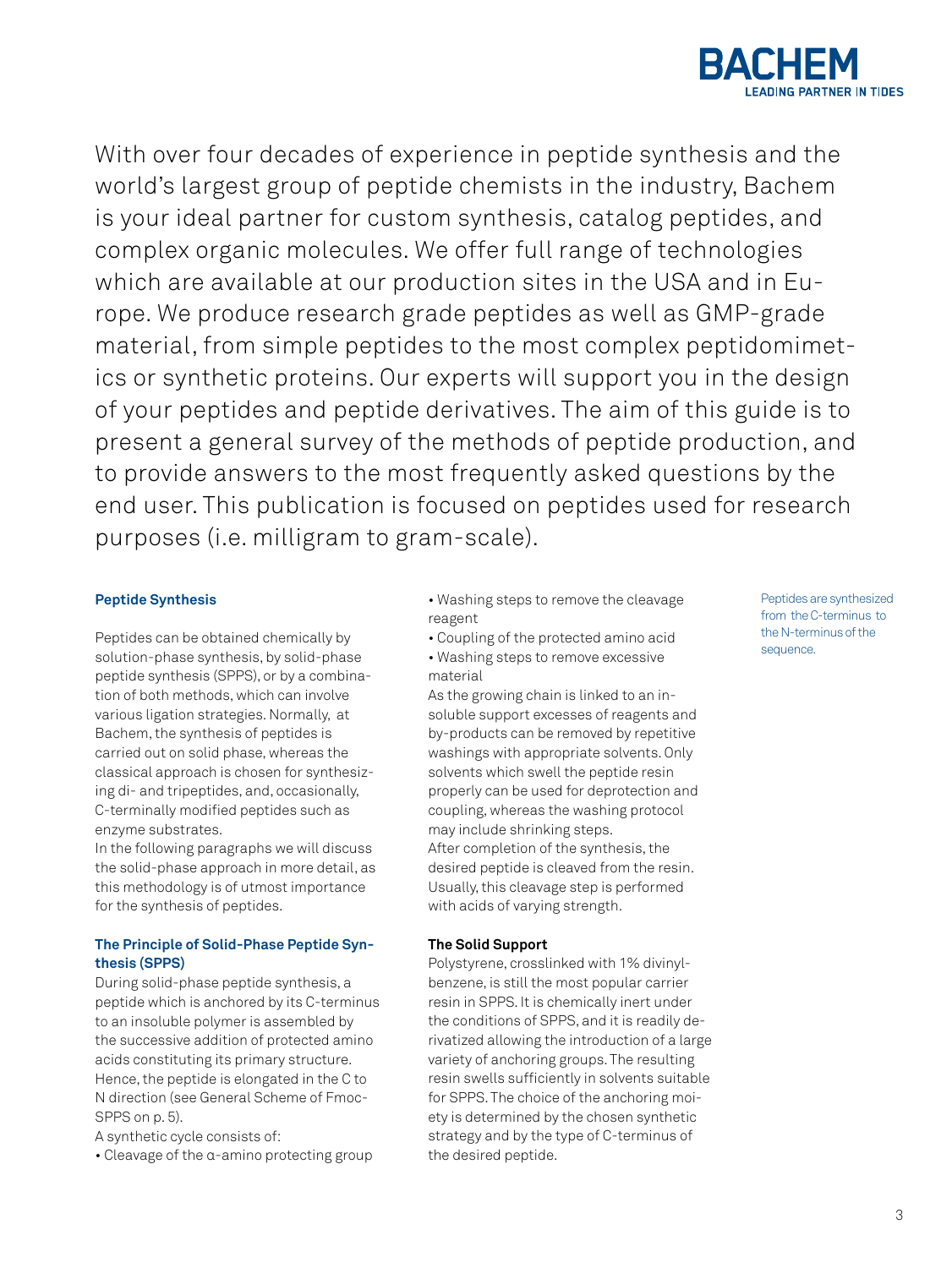With over four decades of experience in peptide synthesis and the world's largest group of peptide chemists in the industry, Bachem is your ideal partner for custom synthesis, catalog peptides, and complex organic molecules. We offer full range of technologies which are available at our production sites in the USA and in Europe. We produce research grade peptides as well as GMP-grade material, from simple peptides to the most complex peptidomimetics or synthetic proteins. Our experts will support you in the design of your peptides and peptide derivatives. The aim of this guide is to present a general survey of the methods of peptide production, and to provide answers to the most frequently asked questions by the end user. This publication is focused on peptides used for research purposes (i.e. milligram to gram-scale).

## Peptide Synthesis

Peptides can be obtained chemically by solution-phase synthesis, by solid-phase peptide synthesis (SPPS), or by a combination of both methods, which can involve various ligation strategies. Normally, at Bachem, the synthesis of peptides is carried out on solid phase, whereas the classical approach is chosen for synthesizing di- and tripeptides, and, occasionally, C-terminally modified peptides such as enzyme substrates.

In the following paragraphs we will discuss the solid-phase approach in more detail, as this methodology is of utmost importance for the synthesis of peptides.

### The Principle of Solid-Phase Peptide Synthesis (SPPS)

During solid-phase peptide synthesis, a peptide which is anchored by its C-terminus to an insoluble polymer is assembled by the successive addition of protected amino acids constituting its primary structure. Hence, the peptide is elongated in the C to N direction (see General Scheme of Fmoc-SPPS on p. 5).

A synthetic cycle consists of:

- Cleavage of the α-amino protecting group
- Washing steps to remove the cleavage reagent
- Coupling of the protected amino acid
- Washing steps to remove excessive material

As the growing chain is linked to an insoluble support excesses of reagents and by-products can be removed by repetitive washings with appropriate solvents. Only solvents which swell the peptide resin properly can be used for deprotection and coupling, whereas the washing protocol may include shrinking steps.

After completion of the synthesis, the desired peptide is cleaved from the resin. Usually, this cleavage step is performed with acids of varying strength.

Peptides are synthesized from the C-terminus to the N-terminus of the sequence.

### The Solid Support

Polystyrene, crosslinked with 1% divinylbenzene, is still the most popular carrier resin in SPPS. It is chemically inert under the conditions of SPPS, and it is readily derivatized allowing the introduction of a large variety of anchoring groups. The resulting resin swells sufficiently in solvents suitable for SPPS. The choice of the anchoring moiety is determined by the chosen synthetic strategy and by the type of C-terminus of the desired peptide.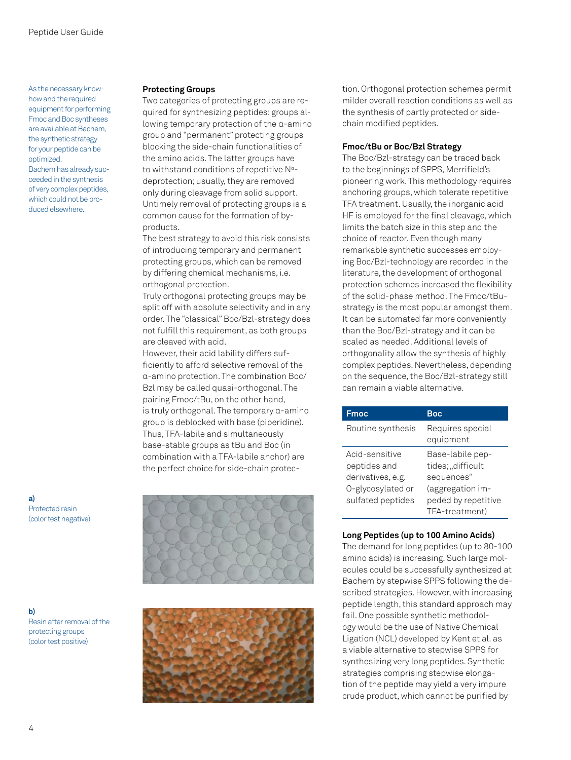As the necessary know-how and the required equipment for performing Fmoc and Boc syntheses are available at Bachem, the synthetic strategy for your peptide can be optimized.
Bachem has already succeeded in the synthesis of very complex peptides, which could not be produced elsewhere.

### Protecting Groups

Two categories of protecting groups are required for synthesizing peptides: groups allowing temporary protection of the α-amino group and "permanent" protecting groups blocking the side-chain functionalities of the amino acids. The latter groups have to withstand conditions of repetitive $N^{\alpha}$-deprotection; usually, they are removed only during cleavage from solid support. Untimely removal of protecting groups is a common cause for the formation of by-products.

The best strategy to avoid this risk consists of introducing temporary and permanent protecting groups, which can be removed by differing chemical mechanisms, i.e. orthogonal protection.

Truly orthogonal protecting groups may be split off with absolute selectivity and in any order. The "classical" Boc/Bzl-strategy does not fulfill this requirement, as both groups are cleaved with acid.

However, their acid lability differs sufficiently to afford selective removal of the α-amino protection. The combination Boc/Bzl may be called quasi-orthogonal. The pairing Fmoc/tBu, on the other hand, is truly orthogonal. The temporary α-amino group is deblocked with base (piperidine). Thus, TFA-labile and simultaneously base-stable groups as tBu and Boc (in combination with a TFA-labile anchor) are the perfect choice for side-chain protection. Orthogonal protection schemes permit milder overall reaction conditions as well as the synthesis of partly protected or side-chain modified peptides.

a)
Protected resin
(color test negative)

b)
Resin after removal of the protecting groups
(color test positive)

### Fmoc/tBu or Boc/Bzl Strategy

The Boc/Bzl-strategy can be traced back to the beginnings of SPPS, Merrifield's pioneering work. This methodology requires anchoring groups, which tolerate repetitive TFA treatment. Usually, the inorganic acid HF is employed for the final cleavage, which limits the batch size in this step and the choice of reactor. Even though many remarkable synthetic successes employing Boc/Bzl-technology are recorded in the literature, the development of orthogonal protection schemes increased the flexibility of the solid-phase method. The Fmoc/tBu-strategy is the most popular amongst them. It can be automated far more conveniently than the Boc/Bzl-strategy and it can be scaled as needed. Additional levels of orthogonality allow the synthesis of highly complex peptides. Nevertheless, depending on the sequence, the Boc/Bzl-strategy still can remain a viable alternative.

| Fmoc | Boc |
|---|---|
| Routine synthesis | Requires special equipment |
| Acid-sensitive peptides and derivatives, e.g. O-glycosylated or sulfated peptides | Base-labile peptides; „difficult sequences" (aggregation impeded by repetitive TFA-treatment) |

### Long Peptides (up to 100 Amino Acids)

The demand for long peptides (up to 80-100 amino acids) is increasing. Such large molecules could be successfully synthesized at Bachem by stepwise SPPS following the described strategies. However, with increasing peptide length, this standard approach may fail. One possible synthetic methodology would be the use of Native Chemical Ligation (NCL) developed by Kent et al. as a viable alternative to stepwise SPPS for synthesizing very long peptides. Synthetic strategies comprising stepwise elongation of the peptide may yield a very impure crude product, which cannot be purified by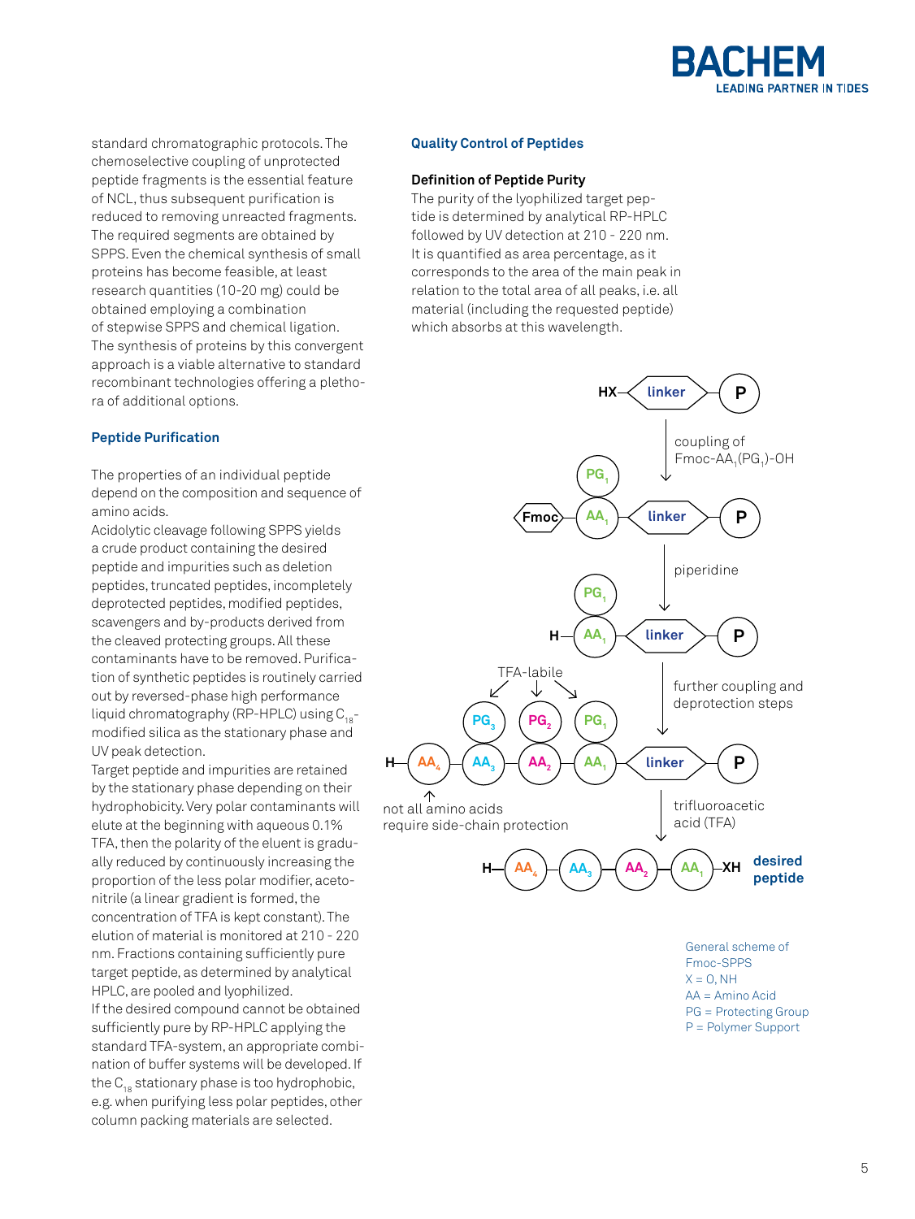standard chromatographic protocols. The chemoselective coupling of unprotected peptide fragments is the essential feature of NCL, thus subsequent purification is reduced to removing unreacted fragments. The required segments are obtained by SPPS. Even the chemical synthesis of small proteins has become feasible, at least research quantities (10-20 mg) could be obtained employing a combination of stepwise SPPS and chemical ligation. The synthesis of proteins by this convergent approach is a viable alternative to standard recombinant technologies offering a plethora of additional options.

## Peptide Purification

The properties of an individual peptide depend on the composition and sequence of amino acids.

Acidolytic cleavage following SPPS yields a crude product containing the desired peptide and impurities such as deletion peptides, truncated peptides, incompletely deprotected peptides, modified peptides, scavengers and by-products derived from the cleaved protecting groups. All these contaminants have to be removed. Purification of synthetic peptides is routinely carried out by reversed-phase high performance liquid chromatography (RP-HPLC) using $C_{18}$-modified silica as the stationary phase and UV peak detection.

Target peptide and impurities are retained by the stationary phase depending on their hydrophobicity. Very polar contaminants will elute at the beginning with aqueous 0.1% TFA, then the polarity of the eluent is gradually reduced by continuously increasing the proportion of the less polar modifier, acetonitrile (a linear gradient is formed, the concentration of TFA is kept constant). The elution of material is monitored at 210 - 220 nm. Fractions containing sufficiently pure target peptide, as determined by analytical HPLC, are pooled and lyophilized.

If the desired compound cannot be obtained sufficiently pure by RP-HPLC applying the standard TFA-system, an appropriate combination of buffer systems will be developed. If the $C_{18}$ stationary phase is too hydrophobic, e.g. when purifying less polar peptides, other column packing materials are selected.

## Quality Control of Peptides

### Definition of Peptide Purity

The purity of the lyophilized target peptide is determined by analytical RP-HPLC followed by UV detection at 210 - 220 nm. It is quantified as area percentage, as it corresponds to the area of the main peak in relation to the total area of all peaks, i.e. all material (including the requested peptide) which absorbs at this wavelength.

HX– linker – P

coupling of Fmoc-$AA_1(PG_1)$-OH

Fmoc – $AA_1$($PG_1$) – linker – P

piperidine

H – $AA_1$($PG_1$) – linker – P

further coupling and deprotection steps

TFA-labile

H – $AA_4$ – $AA_3$($PG_3$) – $AA_2$($PG_2$) – $AA_1$($PG_1$) – linker – P

not all amino acids require side-chain protection

trifluoroacetic acid (TFA)

H – $AA_4$ – $AA_3$ – $AA_2$ – $AA_1$ –XH **desired peptide**

General scheme of Fmoc-SPPS
X = O, NH
AA = Amino Acid
PG = Protecting Group
P = Polymer Support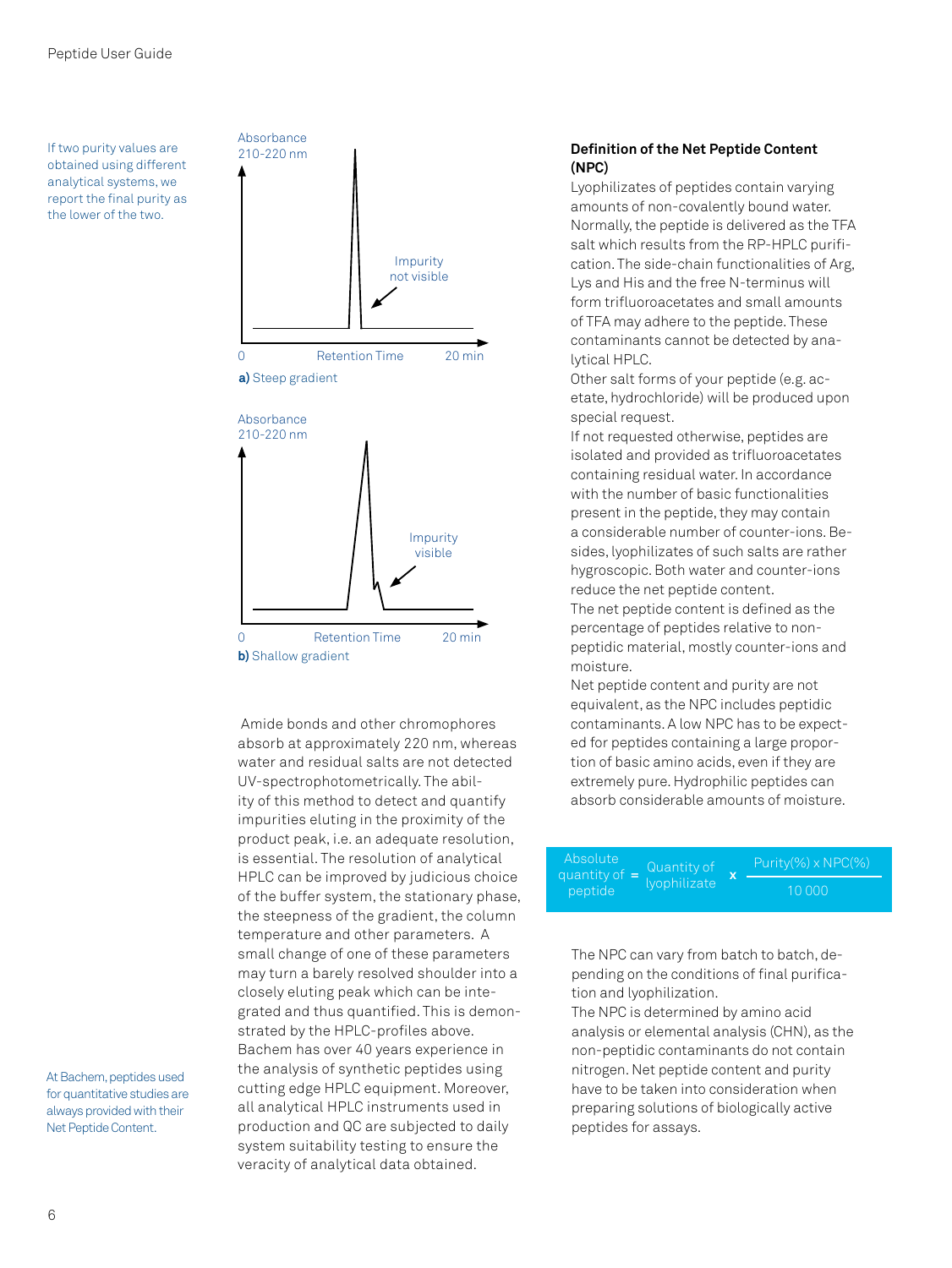If two purity values are obtained using different analytical systems, we report the final purity as the lower of the two.

Absorbance 210-220 nm

Impurity not visible

0 Retention Time 20 min

**a)** Steep gradient

Absorbance 210-220 nm

Impurity visible

0 Retention Time 20 min

**b)** Shallow gradient

Amide bonds and other chromophores absorb at approximately 220 nm, whereas water and residual salts are not detected UV-spectrophotometrically. The ability of this method to detect and quantify impurities eluting in the proximity of the product peak, i.e. an adequate resolution, is essential. The resolution of analytical HPLC can be improved by judicious choice of the buffer system, the stationary phase, the steepness of the gradient, the column temperature and other parameters. A small change of one of these parameters may turn a barely resolved shoulder into a closely eluting peak which can be integrated and thus quantified. This is demonstrated by the HPLC-profiles above. Bachem has over 40 years experience in the analysis of synthetic peptides using cutting edge HPLC equipment. Moreover, all analytical HPLC instruments used in production and QC are subjected to daily system suitability testing to ensure the veracity of analytical data obtained.

At Bachem, peptides used for quantitative studies are always provided with their Net Peptide Content.

### Definition of the Net Peptide Content (NPC)

Lyophilizates of peptides contain varying amounts of non-covalently bound water. Normally, the peptide is delivered as the TFA salt which results from the RP-HPLC purification. The side-chain functionalities of Arg, Lys and His and the free N-terminus will form trifluoroacetates and small amounts of TFA may adhere to the peptide. These contaminants cannot be detected by analytical HPLC.

Other salt forms of your peptide (e.g. acetate, hydrochloride) will be produced upon special request.

If not requested otherwise, peptides are isolated and provided as trifluoroacetates containing residual water. In accordance with the number of basic functionalities present in the peptide, they may contain a considerable number of counter-ions. Besides, lyophilizates of such salts are rather hygroscopic. Both water and counter-ions reduce the net peptide content.

The net peptide content is defined as the percentage of peptides relative to non-peptidic material, mostly counter-ions and moisture.

Net peptide content and purity are not equivalent, as the NPC includes peptidic contaminants. A low NPC has to be expected for peptides containing a large proportion of basic amino acids, even if they are extremely pure. Hydrophilic peptides can absorb considerable amounts of moisture.

$$\text{Absolute quantity of peptide} = \text{Quantity of lyophilizate} \times \frac{\text{Purity(\%)} \times \text{NPC(\%)}}{10\,000}$$

The NPC can vary from batch to batch, depending on the conditions of final purification and lyophilization.

The NPC is determined by amino acid analysis or elemental analysis (CHN), as the non-peptidic contaminants do not contain nitrogen. Net peptide content and purity have to be taken into consideration when preparing solutions of biologically active peptides for assays.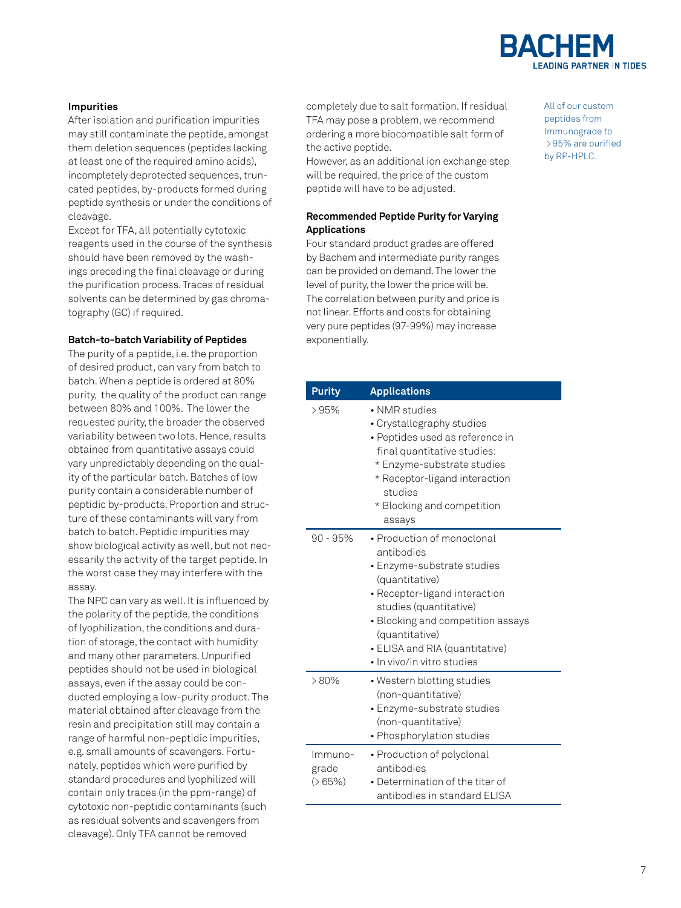### Impurities

After isolation and purification impurities may still contaminate the peptide, amongst them deletion sequences (peptides lacking at least one of the required amino acids), incompletely deprotected sequences, truncated peptides, by-products formed during peptide synthesis or under the conditions of cleavage.

Except for TFA, all potentially cytotoxic reagents used in the course of the synthesis should have been removed by the washings preceding the final cleavage or during the purification process. Traces of residual solvents can be determined by gas chromatography (GC) if required.

### Batch-to-batch Variability of Peptides

The purity of a peptide, i.e. the proportion of desired product, can vary from batch to batch. When a peptide is ordered at 80% purity, the quality of the product can range between 80% and 100%. The lower the requested purity, the broader the observed variability between two lots. Hence, results obtained from quantitative assays could vary unpredictably depending on the quality of the particular batch. Batches of low purity contain a considerable number of peptidic by-products. Proportion and structure of these contaminants will vary from batch to batch. Peptidic impurities may show biological activity as well, but not necessarily the activity of the target peptide. In the worst case they may interfere with the assay.

The NPC can vary as well. It is influenced by the polarity of the peptide, the conditions of lyophilization, the conditions and duration of storage, the contact with humidity and many other parameters. Unpurified peptides should not be used in biological assays, even if the assay could be conducted employing a low-purity product. The material obtained after cleavage from the resin and precipitation still may contain a range of harmful non-peptidic impurities, e.g. small amounts of scavengers. Fortunately, peptides which were purified by standard procedures and lyophilized will contain only traces (in the ppm-range) of cytotoxic non-peptidic contaminants (such as residual solvents and scavengers from cleavage). Only TFA cannot be removed completely due to salt formation. If residual TFA may pose a problem, we recommend ordering a more biocompatible salt form of the active peptide.

However, as an additional ion exchange step will be required, the price of the custom peptide will have to be adjusted.

All of our custom peptides from Immunograde to > 95% are purified by RP-HPLC.

### Recommended Peptide Purity for Varying Applications

Four standard product grades are offered by Bachem and intermediate purity ranges can be provided on demand. The lower the level of purity, the lower the price will be. The correlation between purity and price is not linear. Efforts and costs for obtaining very pure peptides (97-99%) may increase exponentially.

| Purity | Applications |
|---|---|
| > 95% | • NMR studies<br>• Crystallography studies<br>• Peptides used as reference in final quantitative studies:<br>* Enzyme-substrate studies<br>* Receptor-ligand interaction studies<br>* Blocking and competition assays |
| 90 - 95% | • Production of monoclonal antibodies<br>• Enzyme-substrate studies (quantitative)<br>• Receptor-ligand interaction studies (quantitative)<br>• Blocking and competition assays (quantitative)<br>• ELISA and RIA (quantitative)<br>• In vivo/in vitro studies |
| > 80% | • Western blotting studies (non-quantitative)<br>• Enzyme-substrate studies (non-quantitative)<br>• Phosphorylation studies |
| Immuno-grade (> 65%) | • Production of polyclonal antibodies<br>• Determination of the titer of antibodies in standard ELISA |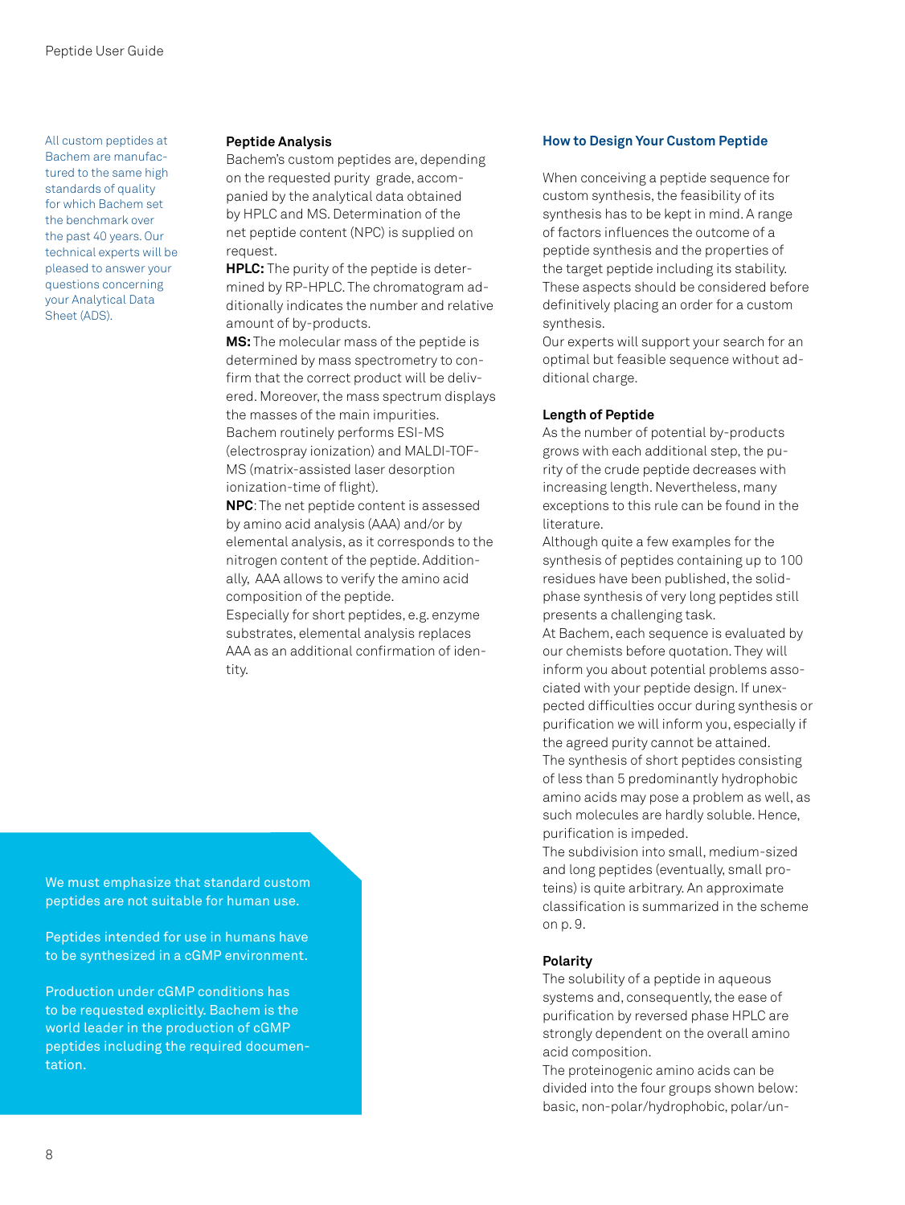All custom peptides at Bachem are manufactured to the same high standards of quality for which Bachem set the benchmark over the past 40 years. Our technical experts will be pleased to answer your questions concerning your Analytical Data Sheet (ADS).

### Peptide Analysis

Bachem's custom peptides are, depending on the requested purity grade, accompanied by the analytical data obtained by HPLC and MS. Determination of the net peptide content (NPC) is supplied on request.

**HPLC:** The purity of the peptide is determined by RP-HPLC. The chromatogram additionally indicates the number and relative amount of by-products.

**MS:** The molecular mass of the peptide is determined by mass spectrometry to confirm that the correct product will be delivered. Moreover, the mass spectrum displays the masses of the main impurities. Bachem routinely performs ESI-MS (electrospray ionization) and MALDI-TOF-MS (matrix-assisted laser desorption ionization-time of flight).

**NPC**: The net peptide content is assessed by amino acid analysis (AAA) and/or by elemental analysis, as it corresponds to the nitrogen content of the peptide. Additionally, AAA allows to verify the amino acid composition of the peptide.

Especially for short peptides, e.g. enzyme substrates, elemental analysis replaces AAA as an additional confirmation of identity.

We must emphasize that standard custom peptides are not suitable for human use.

Peptides intended for use in humans have to be synthesized in a cGMP environment.

Production under cGMP conditions has to be requested explicitly. Bachem is the world leader in the production of cGMP peptides including the required documentation.

## How to Design Your Custom Peptide

When conceiving a peptide sequence for custom synthesis, the feasibility of its synthesis has to be kept in mind. A range of factors influences the outcome of a peptide synthesis and the properties of the target peptide including its stability. These aspects should be considered before definitively placing an order for a custom synthesis.

Our experts will support your search for an optimal but feasible sequence without additional charge.

### Length of Peptide

As the number of potential by-products grows with each additional step, the purity of the crude peptide decreases with increasing length. Nevertheless, many exceptions to this rule can be found in the literature.

Although quite a few examples for the synthesis of peptides containing up to 100 residues have been published, the solid-phase synthesis of very long peptides still presents a challenging task.

At Bachem, each sequence is evaluated by our chemists before quotation. They will inform you about potential problems associated with your peptide design. If unexpected difficulties occur during synthesis or purification we will inform you, especially if the agreed purity cannot be attained.

The synthesis of short peptides consisting of less than 5 predominantly hydrophobic amino acids may pose a problem as well, as such molecules are hardly soluble. Hence, purification is impeded.

The subdivision into small, medium-sized and long peptides (eventually, small proteins) is quite arbitrary. An approximate classification is summarized in the scheme on p. 9.

### Polarity

The solubility of a peptide in aqueous systems and, consequently, the ease of purification by reversed phase HPLC are strongly dependent on the overall amino acid composition.

The proteinogenic amino acids can be divided into the four groups shown below: basic, non-polar/hydrophobic, polar/un-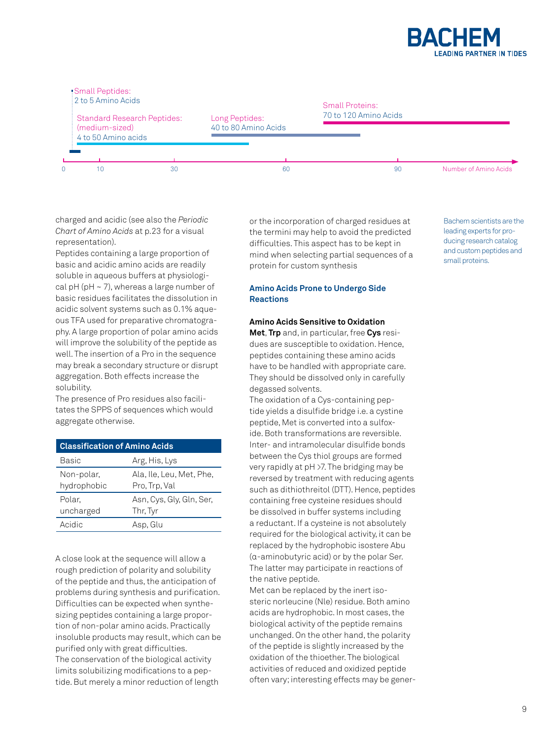Small Peptides:
2 to 5 Amino Acids

Standard Research Peptides:
(medium-sized)
4 to 50 Amino acids

Long Peptides:
40 to 80 Amino Acids

Small Proteins:
70 to 120 Amino Acids

0 10 30 60 90 Number of Amino Acids

charged and acidic (see also the *Periodic Chart of Amino Acids* at p.23 for a visual representation).
Peptides containing a large proportion of basic and acidic amino acids are readily soluble in aqueous buffers at physiological pH (pH ~ 7), whereas a large number of basic residues facilitates the dissolution in acidic solvent systems such as 0.1% aqueous TFA used for preparative chromatography. A large proportion of polar amino acids will improve the solubility of the peptide as well. The insertion of a Pro in the sequence may break a secondary structure or disrupt aggregation. Both effects increase the solubility.
The presence of Pro residues also facilitates the SPPS of sequences which would aggregate otherwise.

| Classification of Amino Acids | |
|---|---|
| Basic | Arg, His, Lys |
| Non-polar, hydrophobic | Ala, Ile, Leu, Met, Phe, Pro, Trp, Val |
| Polar, uncharged | Asn, Cys, Gly, Gln, Ser, Thr, Tyr |
| Acidic | Asp, Glu |

A close look at the sequence will allow a rough prediction of polarity and solubility of the peptide and thus, the anticipation of problems during synthesis and purification. Difficulties can be expected when synthesizing peptides containing a large proportion of non-polar amino acids. Practically insoluble products may result, which can be purified only with great difficulties.
The conservation of the biological activity limits solubilizing modifications to a peptide. But merely a minor reduction of length or the incorporation of charged residues at the termini may help to avoid the predicted difficulties. This aspect has to be kept in mind when selecting partial sequences of a protein for custom synthesis

### Amino Acids Prone to Undergo Side Reactions

**Amino Acids Sensitive to Oxidation**

**Met**, **Trp** and, in particular, free **Cys** residues are susceptible to oxidation. Hence, peptides containing these amino acids have to be handled with appropriate care. They should be dissolved only in carefully degassed solvents.
The oxidation of a Cys-containing peptide yields a disulfide bridge i.e. a cystine peptide, Met is converted into a sulfoxide. Both transformations are reversible. Inter- and intramolecular disulfide bonds between the Cys thiol groups are formed very rapidly at pH >7. The bridging may be reversed by treatment with reducing agents such as dithiothreitol (DTT). Hence, peptides containing free cysteine residues should be dissolved in buffer systems including a reductant. If a cysteine is not absolutely required for the biological activity, it can be replaced by the hydrophobic isostere Abu (α-aminobutyric acid) or by the polar Ser. The latter may participate in reactions of the native peptide.
Met can be replaced by the inert isosteric norleucine (Nle) residue. Both amino acids are hydrophobic. In most cases, the biological activity of the peptide remains unchanged. On the other hand, the polarity of the peptide is slightly increased by the oxidation of the thioether. The biological activities of reduced and oxidized peptide often vary; interesting effects may be gener-

Bachem scientists are the leading experts for producing research catalog and custom peptides and small proteins.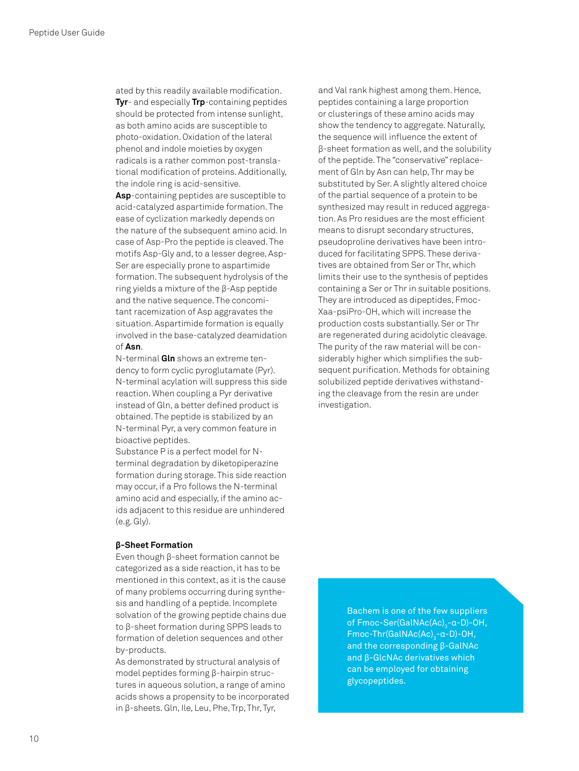ated by this readily available modification. **Tyr**- and especially **Trp**-containing peptides should be protected from intense sunlight, as both amino acids are susceptible to photo-oxidation. Oxidation of the lateral phenol and indole moieties by oxygen radicals is a rather common post-translational modification of proteins. Additionally, the indole ring is acid-sensitive.

**Asp**-containing peptides are susceptible to acid-catalyzed aspartimide formation. The ease of cyclization markedly depends on the nature of the subsequent amino acid. In case of Asp-Pro the peptide is cleaved. The motifs Asp-Gly and, to a lesser degree, Asp-Ser are especially prone to aspartimide formation. The subsequent hydrolysis of the ring yields a mixture of the β-Asp peptide and the native sequence. The concomitant racemization of Asp aggravates the situation. Aspartimide formation is equally involved in the base-catalyzed deamidation of **Asn**.

N-terminal **Gln** shows an extreme tendency to form cyclic pyroglutamate (Pyr). N-terminal acylation will suppress this side reaction. When coupling a Pyr derivative instead of Gln, a better defined product is obtained. The peptide is stabilized by an N-terminal Pyr, a very common feature in bioactive peptides.

Substance P is a perfect model for N-terminal degradation by diketopiperazine formation during storage. This side reaction may occur, if a Pro follows the N-terminal amino acid and especially, if the amino acids adjacent to this residue are unhindered (e.g. Gly).

### β-Sheet Formation

Even though β-sheet formation cannot be categorized as a side reaction, it has to be mentioned in this context, as it is the cause of many problems occurring during synthesis and handling of a peptide. Incomplete solvation of the growing peptide chains due to β-sheet formation during SPPS leads to formation of deletion sequences and other by-products.

As demonstrated by structural analysis of model peptides forming β-hairpin structures in aqueous solution, a range of amino acids shows a propensity to be incorporated in β-sheets. Gln, Ile, Leu, Phe, Trp, Thr, Tyr, and Val rank highest among them. Hence, peptides containing a large proportion or clusterings of these amino acids may show the tendency to aggregate. Naturally, the sequence will influence the extent of β-sheet formation as well, and the solubility of the peptide. The "conservative" replacement of Gln by Asn can help, Thr may be substituted by Ser. A slightly altered choice of the partial sequence of a protein to be synthesized may result in reduced aggregation. As Pro residues are the most efficient means to disrupt secondary structures, pseudoproline derivatives have been introduced for facilitating SPPS. These derivatives are obtained from Ser or Thr, which limits their use to the synthesis of peptides containing a Ser or Thr in suitable positions. They are introduced as dipeptides, Fmoc-Xaa-psiPro-OH, which will increase the production costs substantially. Ser or Thr are regenerated during acidolytic cleavage. The purity of the raw material will be considerably higher which simplifies the subsequent purification. Methods for obtaining solubilized peptide derivatives withstanding the cleavage from the resin are under investigation.

Bachem is one of the few suppliers of Fmoc-Ser(GalNAc(Ac)$_3$-α-D)-OH, Fmoc-Thr(GalNAc(Ac)$_3$-α-D)-OH, and the corresponding β-GalNAc and β-GlcNAc derivatives which can be employed for obtaining glycopeptides.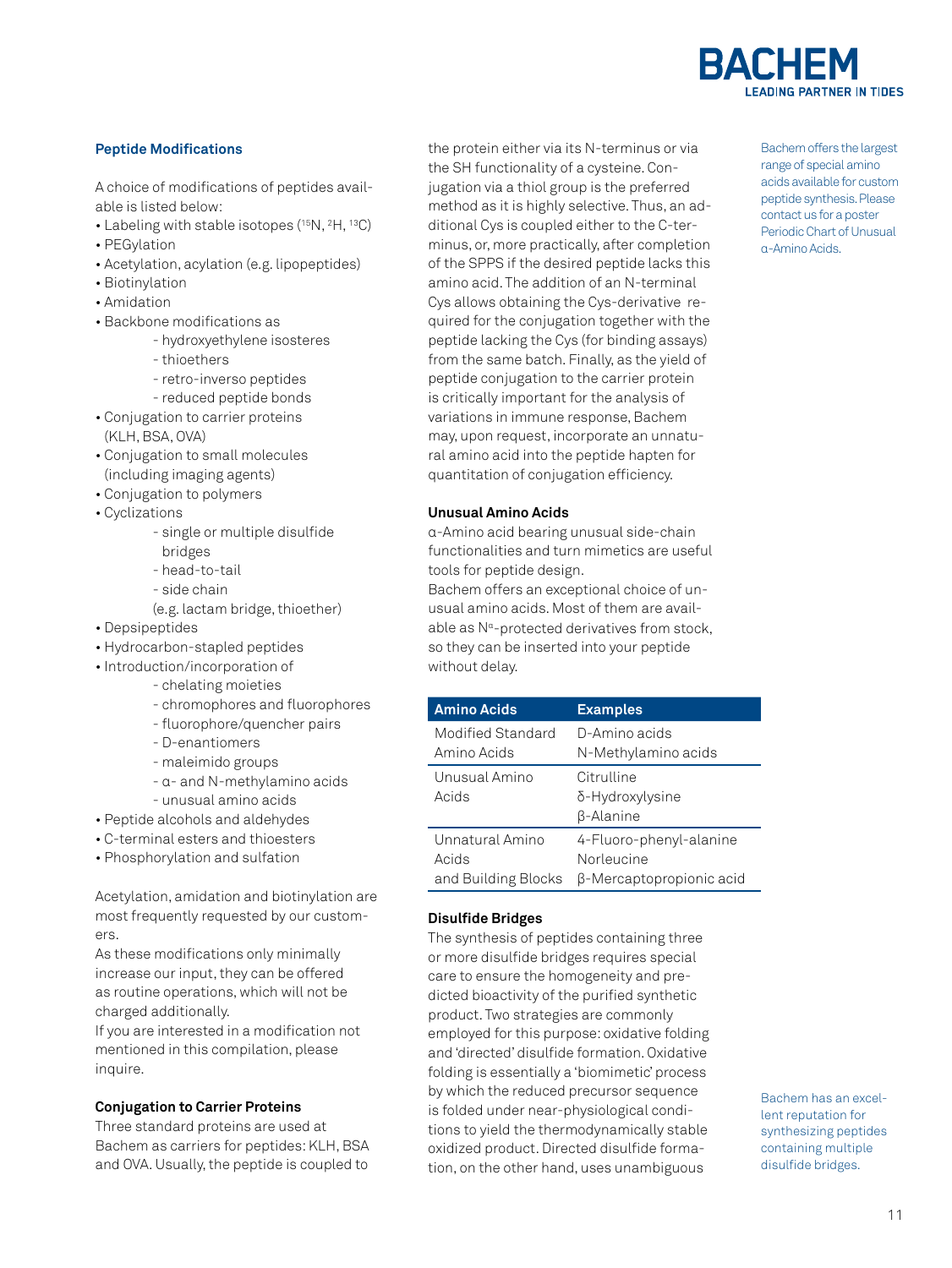## Peptide Modifications

A choice of modifications of peptides available is listed below:

- Labeling with stable isotopes ($^{15}N$, $^{2}H$, $^{13}C$)
- PEGylation
- Acetylation, acylation (e.g. lipopeptides)
- Biotinylation
- Amidation
- Backbone modifications as
  - hydroxyethylene isosteres
  - thioethers
  - retro-inverso peptides
  - reduced peptide bonds
- Conjugation to carrier proteins (KLH, BSA, OVA)
- Conjugation to small molecules (including imaging agents)
- Conjugation to polymers
- Cyclizations
  - single or multiple disulfide bridges
  - head-to-tail
  - side chain (e.g. lactam bridge, thioether)
- Depsipeptides
- Hydrocarbon-stapled peptides
- Introduction/incorporation of
  - chelating moieties
  - chromophores and fluorophores
  - fluorophore/quencher pairs
  - D-enantiomers
  - maleimido groups
  - α- and N-methylamino acids
  - unusual amino acids
- Peptide alcohols and aldehydes
- C-terminal esters and thioesters
- Phosphorylation and sulfation

Acetylation, amidation and biotinylation are most frequently requested by our customers.
As these modifications only minimally increase our input, they can be offered as routine operations, which will not be charged additionally.
If you are interested in a modification not mentioned in this compilation, please inquire.

### Conjugation to Carrier Proteins

Three standard proteins are used at Bachem as carriers for peptides: KLH, BSA and OVA. Usually, the peptide is coupled to the protein either via its N-terminus or via the SH functionality of a cysteine. Conjugation via a thiol group is the preferred method as it is highly selective. Thus, an additional Cys is coupled either to the C-terminus, or, more practically, after completion of the SPPS if the desired peptide lacks this amino acid. The addition of an N-terminal Cys allows obtaining the Cys-derivative required for the conjugation together with the peptide lacking the Cys (for binding assays) from the same batch. Finally, as the yield of peptide conjugation to the carrier protein is critically important for the analysis of variations in immune response, Bachem may, upon request, incorporate an unnatural amino acid into the peptide hapten for quantitation of conjugation efficiency.

### Unusual Amino Acids

α-Amino acid bearing unusual side-chain functionalities and turn mimetics are useful tools for peptide design.
Bachem offers an exceptional choice of unusual amino acids. Most of them are available as $N^{\alpha}$-protected derivatives from stock, so they can be inserted into your peptide without delay.

| Amino Acids | Examples |
|---|---|
| Modified Standard Amino Acids | D-Amino acids<br>N-Methylamino acids |
| Unusual Amino Acids | Citrulline<br>δ-Hydroxylysine<br>β-Alanine |
| Unnatural Amino Acids and Building Blocks | 4-Fluoro-phenyl-alanine<br>Norleucine<br>β-Mercaptopropionic acid |

Bachem offers the largest range of special amino acids available for custom peptide synthesis. Please contact us for a poster Periodic Chart of Unusual α-Amino Acids.

### Disulfide Bridges

The synthesis of peptides containing three or more disulfide bridges requires special care to ensure the homogeneity and predicted bioactivity of the purified synthetic product. Two strategies are commonly employed for this purpose: oxidative folding and 'directed' disulfide formation. Oxidative folding is essentially a 'biomimetic' process by which the reduced precursor sequence is folded under near-physiological conditions to yield the thermodynamically stable oxidized product. Directed disulfide formation, on the other hand, uses unambiguous

Bachem has an excellent reputation for synthesizing peptides containing multiple disulfide bridges.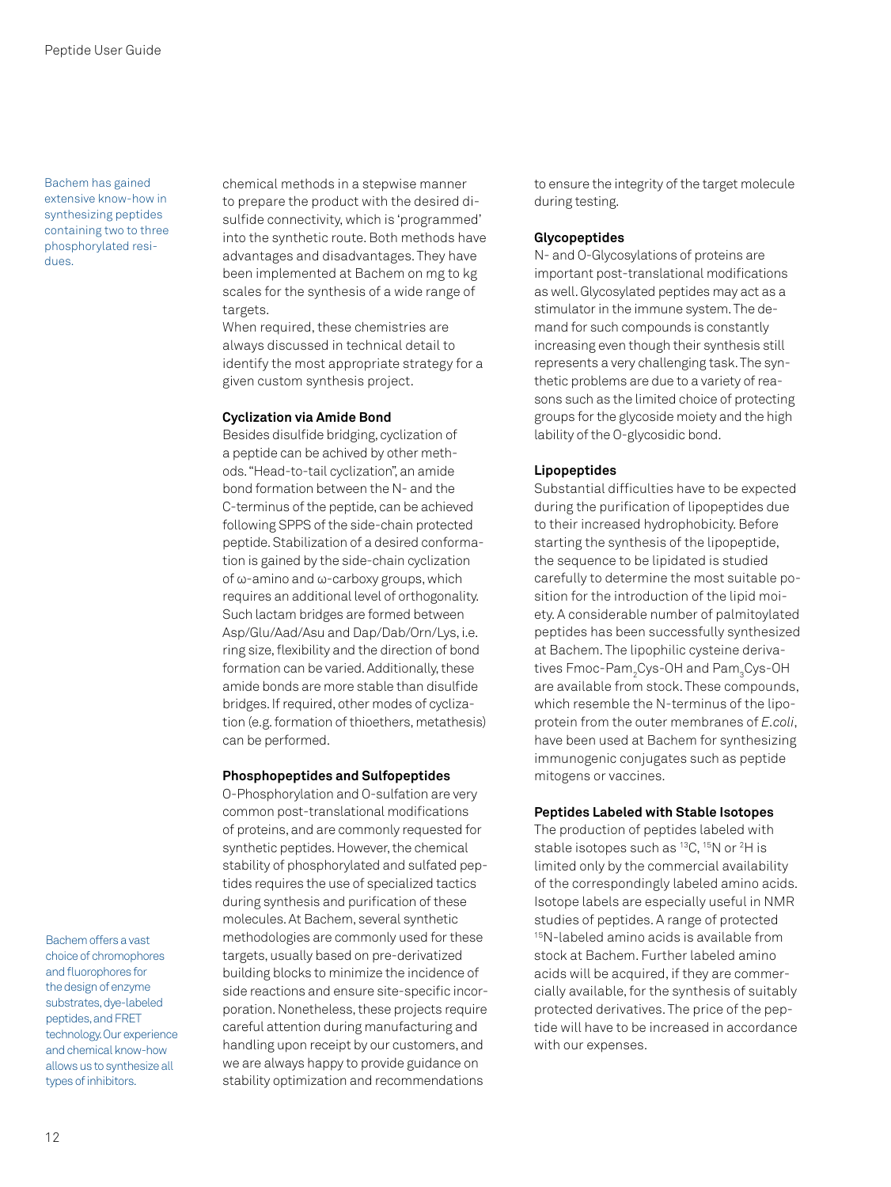Bachem has gained extensive know-how in synthesizing peptides containing two to three phosphorylated residues.

chemical methods in a stepwise manner to prepare the product with the desired disulfide connectivity, which is 'programmed' into the synthetic route. Both methods have advantages and disadvantages. They have been implemented at Bachem on mg to kg scales for the synthesis of a wide range of targets.
When required, these chemistries are always discussed in technical detail to identify the most appropriate strategy for a given custom synthesis project.

**Cyclization via Amide Bond**

Besides disulfide bridging, cyclization of a peptide can be achived by other methods. "Head-to-tail cyclization", an amide bond formation between the N- and the C-terminus of the peptide, can be achieved following SPPS of the side-chain protected peptide. Stabilization of a desired conformation is gained by the side-chain cyclization of ω-amino and ω-carboxy groups, which requires an additional level of orthogonality. Such lactam bridges are formed between Asp/Glu/Aad/Asu and Dap/Dab/Orn/Lys, i.e. ring size, flexibility and the direction of bond formation can be varied. Additionally, these amide bonds are more stable than disulfide bridges. If required, other modes of cyclization (e.g. formation of thioethers, metathesis) can be performed.

**Phosphopeptides and Sulfopeptides**

O-Phosphorylation and O-sulfation are very common post-translational modifications of proteins, and are commonly requested for synthetic peptides. However, the chemical stability of phosphorylated and sulfated peptides requires the use of specialized tactics during synthesis and purification of these molecules. At Bachem, several synthetic methodologies are commonly used for these targets, usually based on pre-derivatized building blocks to minimize the incidence of side reactions and ensure site-specific incorporation. Nonetheless, these projects require careful attention during manufacturing and handling upon receipt by our customers, and we are always happy to provide guidance on stability optimization and recommendations to ensure the integrity of the target molecule during testing.

Bachem offers a vast choice of chromophores and fluorophores for the design of enzyme substrates, dye-labeled peptides, and FRET technology. Our experience and chemical know-how allows us to synthesize all types of inhibitors.

**Glycopeptides**

N- and O-Glycosylations of proteins are important post-translational modifications as well. Glycosylated peptides may act as a stimulator in the immune system. The demand for such compounds is constantly increasing even though their synthesis still represents a very challenging task. The synthetic problems are due to a variety of reasons such as the limited choice of protecting groups for the glycoside moiety and the high lability of the O-glycosidic bond.

**Lipopeptides**

Substantial difficulties have to be expected during the purification of lipopeptides due to their increased hydrophobicity. Before starting the synthesis of the lipopeptide, the sequence to be lipidated is studied carefully to determine the most suitable position for the introduction of the lipid moiety. A considerable number of palmitoylated peptides has been successfully synthesized at Bachem. The lipophilic cysteine derivatives Fmoc-$Pam_2$Cys-OH and $Pam_3$Cys-OH are available from stock. These compounds, which resemble the N-terminus of the lipoprotein from the outer membranes of *E.coli*, have been used at Bachem for synthesizing immunogenic conjugates such as peptide mitogens or vaccines.

**Peptides Labeled with Stable Isotopes**

The production of peptides labeled with stable isotopes such as $^{13}C$, $^{15}N$ or $^{2}H$ is limited only by the commercial availability of the correspondingly labeled amino acids. Isotope labels are especially useful in NMR studies of peptides. A range of protected $^{15}N$-labeled amino acids is available from stock at Bachem. Further labeled amino acids will be acquired, if they are commercially available, for the synthesis of suitably protected derivatives. The price of the peptide will have to be increased in accordance with our expenses.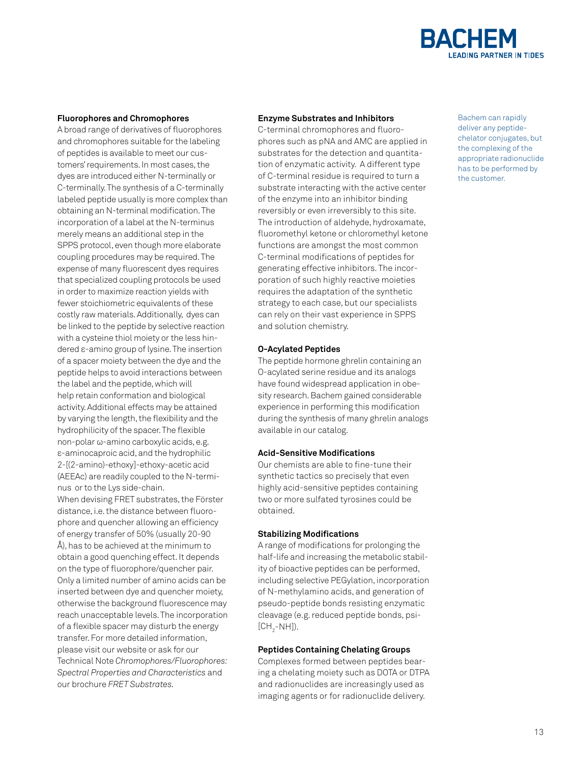### Fluorophores and Chromophores

A broad range of derivatives of fluorophores and chromophores suitable for the labeling of peptides is available to meet our customers' requirements. In most cases, the dyes are introduced either N-terminally or C-terminally. The synthesis of a C-terminally labeled peptide usually is more complex than obtaining an N-terminal modification. The incorporation of a label at the N-terminus merely means an additional step in the SPPS protocol, even though more elaborate coupling procedures may be required. The expense of many fluorescent dyes requires that specialized coupling protocols be used in order to maximize reaction yields with fewer stoichiometric equivalents of these costly raw materials. Additionally, dyes can be linked to the peptide by selective reaction with a cysteine thiol moiety or the less hindered ε-amino group of lysine. The insertion of a spacer moiety between the dye and the peptide helps to avoid interactions between the label and the peptide, which will help retain conformation and biological activity. Additional effects may be attained by varying the length, the flexibility and the hydrophilicity of the spacer. The flexible non-polar ω-amino carboxylic acids, e.g. ε-aminocaproic acid, and the hydrophilic 2-[(2-amino)-ethoxy]-ethoxy-acetic acid (AEEAc) are readily coupled to the N-terminus or to the Lys side-chain.

When devising FRET substrates, the Förster distance, i.e. the distance between fluorophore and quencher allowing an efficiency of energy transfer of 50% (usually 20-90 Å), has to be achieved at the minimum to obtain a good quenching effect. It depends on the type of fluorophore/quencher pair. Only a limited number of amino acids can be inserted between dye and quencher moiety, otherwise the background fluorescence may reach unacceptable levels. The incorporation of a flexible spacer may disturb the energy transfer. For more detailed information, please visit our website or ask for our Technical Note *Chromophores/Fluorophores: Spectral Properties and Characteristics* and our brochure *FRET Substrates*.

### Enzyme Substrates and Inhibitors

C-terminal chromophores and fluorophores such as pNA and AMC are applied in substrates for the detection and quantitation of enzymatic activity. A different type of C-terminal residue is required to turn a substrate interacting with the active center of the enzyme into an inhibitor binding reversibly or even irreversibly to this site. The introduction of aldehyde, hydroxamate, fluoromethyl ketone or chloromethyl ketone functions are amongst the most common C-terminal modifications of peptides for generating effective inhibitors. The incorporation of such highly reactive moieties requires the adaptation of the synthetic strategy to each case, but our specialists can rely on their vast experience in SPPS and solution chemistry.

### O-Acylated Peptides

The peptide hormone ghrelin containing an O-acylated serine residue and its analogs have found widespread application in obesity research. Bachem gained considerable experience in performing this modification during the synthesis of many ghrelin analogs available in our catalog.

### Acid-Sensitive Modifications

Our chemists are able to fine-tune their synthetic tactics so precisely that even highly acid-sensitive peptides containing two or more sulfated tyrosines could be obtained.

### Stabilizing Modifications

A range of modifications for prolonging the half-life and increasing the metabolic stability of bioactive peptides can be performed, including selective PEGylation, incorporation of N-methylamino acids, and generation of pseudo-peptide bonds resisting enzymatic cleavage (e.g. reduced peptide bonds, psi-[$CH_2$-NH]).

### Peptides Containing Chelating Groups

Complexes formed between peptides bearing a chelating moiety such as DOTA or DTPA and radionuclides are increasingly used as imaging agents or for radionuclide delivery.

Bachem can rapidly deliver any peptide-chelator conjugates, but the complexing of the appropriate radionuclide has to be performed by the customer.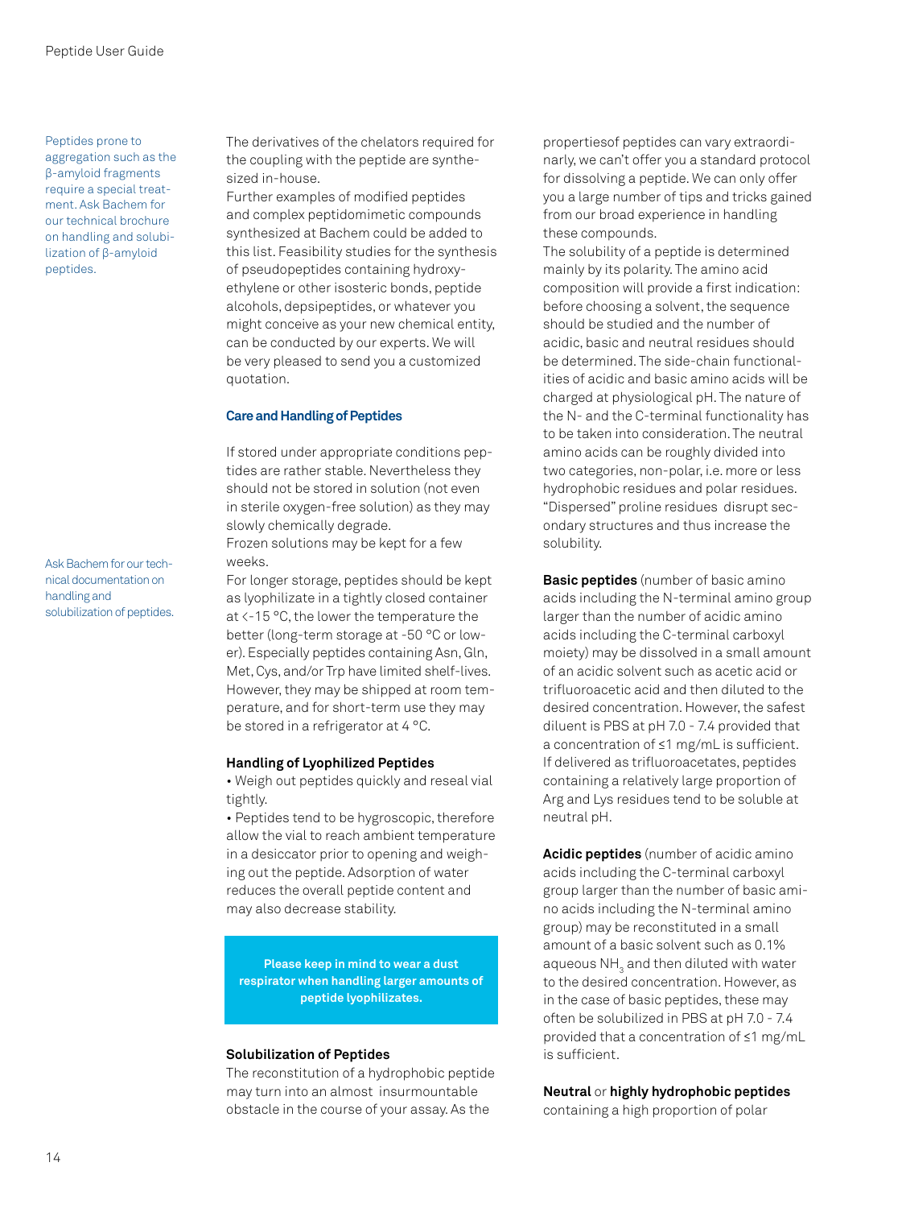Peptides prone to aggregation such as the β-amyloid fragments require a special treatment. Ask Bachem for our technical brochure on handling and solubilization of β-amyloid peptides.

The derivatives of the chelators required for the coupling with the peptide are synthesized in-house.
Further examples of modified peptides and complex peptidomimetic compounds synthesized at Bachem could be added to this list. Feasibility studies for the synthesis of pseudopeptides containing hydroxyethylene or other isosteric bonds, peptide alcohols, depsipeptides, or whatever you might conceive as your new chemical entity, can be conducted by our experts. We will be very pleased to send you a customized quotation.

## Care and Handling of Peptides

If stored under appropriate conditions peptides are rather stable. Nevertheless they should not be stored in solution (not even in sterile oxygen-free solution) as they may slowly chemically degrade.
Frozen solutions may be kept for a few weeks.
For longer storage, peptides should be kept as lyophilizate in a tightly closed container at <-15 °C, the lower the temperature the better (long-term storage at -50 °C or lower). Especially peptides containing Asn, Gln, Met, Cys, and/or Trp have limited shelf-lives. However, they may be shipped at room temperature, and for short-term use they may be stored in a refrigerator at 4 °C.

Ask Bachem for our technical documentation on handling and solubilization of peptides.

### Handling of Lyophilized Peptides

- Weigh out peptides quickly and reseal vial tightly.
- Peptides tend to be hygroscopic, therefore allow the vial to reach ambient temperature in a desiccator prior to opening and weighing out the peptide. Adsorption of water reduces the overall peptide content and may also decrease stability.

**Please keep in mind to wear a dust respirator when handling larger amounts of peptide lyophilizates.**

### Solubilization of Peptides

The reconstitution of a hydrophobic peptide may turn into an almost insurmountable obstacle in the course of your assay. As the propertiesof peptides can vary extraordinarly, we can't offer you a standard protocol for dissolving a peptide. We can only offer you a large number of tips and tricks gained from our broad experience in handling these compounds.
The solubility of a peptide is determined mainly by its polarity. The amino acid composition will provide a first indication: before choosing a solvent, the sequence should be studied and the number of acidic, basic and neutral residues should be determined. The side-chain functionalities of acidic and basic amino acids will be charged at physiological pH. The nature of the N- and the C-terminal functionality has to be taken into consideration. The neutral amino acids can be roughly divided into two categories, non-polar, i.e. more or less hydrophobic residues and polar residues. "Dispersed" proline residues disrupt secondary structures and thus increase the solubility.

**Basic peptides** (number of basic amino acids including the N-terminal amino group larger than the number of acidic amino acids including the C-terminal carboxyl moiety) may be dissolved in a small amount of an acidic solvent such as acetic acid or trifluoroacetic acid and then diluted to the desired concentration. However, the safest diluent is PBS at pH 7.0 - 7.4 provided that a concentration of ≤1 mg/mL is sufficient. If delivered as trifluoroacetates, peptides containing a relatively large proportion of Arg and Lys residues tend to be soluble at neutral pH.

**Acidic peptides** (number of acidic amino acids including the C-terminal carboxyl group larger than the number of basic amino acids including the N-terminal amino group) may be reconstituted in a small amount of a basic solvent such as 0.1% aqueous $NH_3$ and then diluted with water to the desired concentration. However, as in the case of basic peptides, these may often be solubilized in PBS at pH 7.0 - 7.4 provided that a concentration of ≤1 mg/mL is sufficient.

**Neutral** or **highly hydrophobic peptides** containing a high proportion of polar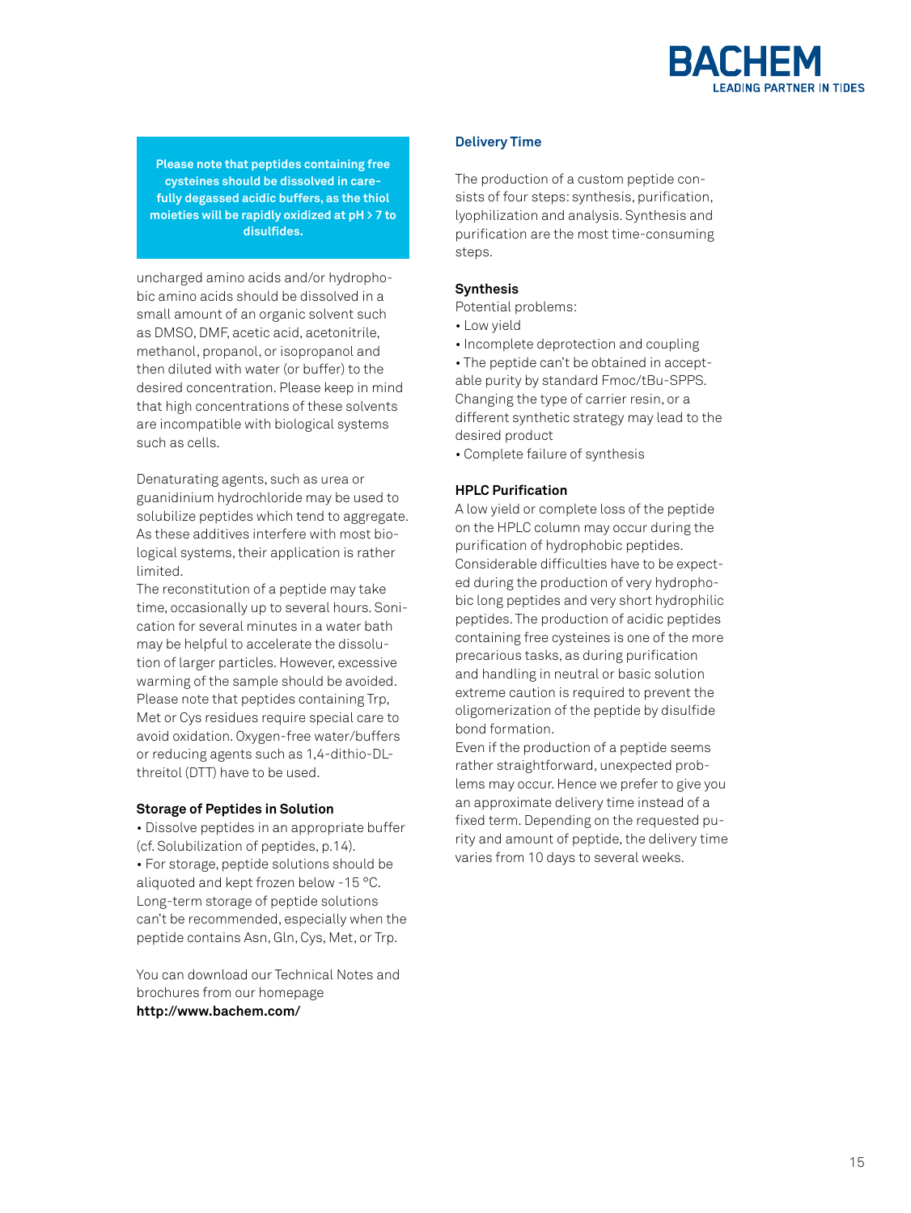**Please note that peptides containing free cysteines should be dissolved in carefully degassed acidic buffers, as the thiol moieties will be rapidly oxidized at pH > 7 to disulfides.**

uncharged amino acids and/or hydrophobic amino acids should be dissolved in a small amount of an organic solvent such as DMSO, DMF, acetic acid, acetonitrile, methanol, propanol, or isopropanol and then diluted with water (or buffer) to the desired concentration. Please keep in mind that high concentrations of these solvents are incompatible with biological systems such as cells.

Denaturating agents, such as urea or guanidinium hydrochloride may be used to solubilize peptides which tend to aggregate. As these additives interfere with most biological systems, their application is rather limited.
The reconstitution of a peptide may take time, occasionally up to several hours. Sonication for several minutes in a water bath may be helpful to accelerate the dissolution of larger particles. However, excessive warming of the sample should be avoided. Please note that peptides containing Trp, Met or Cys residues require special care to avoid oxidation. Oxygen-free water/buffers or reducing agents such as 1,4-dithio-DL-threitol (DTT) have to be used.

### Storage of Peptides in Solution

- Dissolve peptides in an appropriate buffer (cf. Solubilization of peptides, p.14).
- For storage, peptide solutions should be aliquoted and kept frozen below -15 °C. Long-term storage of peptide solutions can't be recommended, especially when the peptide contains Asn, Gln, Cys, Met, or Trp.

You can download our Technical Notes and brochures from our homepage **http://www.bachem.com/**

## Delivery Time

The production of a custom peptide consists of four steps: synthesis, purification, lyophilization and analysis. Synthesis and purification are the most time-consuming steps.

### Synthesis

Potential problems:

- Low yield
- Incomplete deprotection and coupling
- The peptide can't be obtained in acceptable purity by standard Fmoc/tBu-SPPS. Changing the type of carrier resin, or a different synthetic strategy may lead to the desired product
- Complete failure of synthesis

### HPLC Purification

A low yield or complete loss of the peptide on the HPLC column may occur during the purification of hydrophobic peptides. Considerable difficulties have to be expected during the production of very hydrophobic long peptides and very short hydrophilic peptides. The production of acidic peptides containing free cysteines is one of the more precarious tasks, as during purification and handling in neutral or basic solution extreme caution is required to prevent the oligomerization of the peptide by disulfide bond formation.
Even if the production of a peptide seems rather straightforward, unexpected problems may occur. Hence we prefer to give you an approximate delivery time instead of a fixed term. Depending on the requested purity and amount of peptide, the delivery time varies from 10 days to several weeks.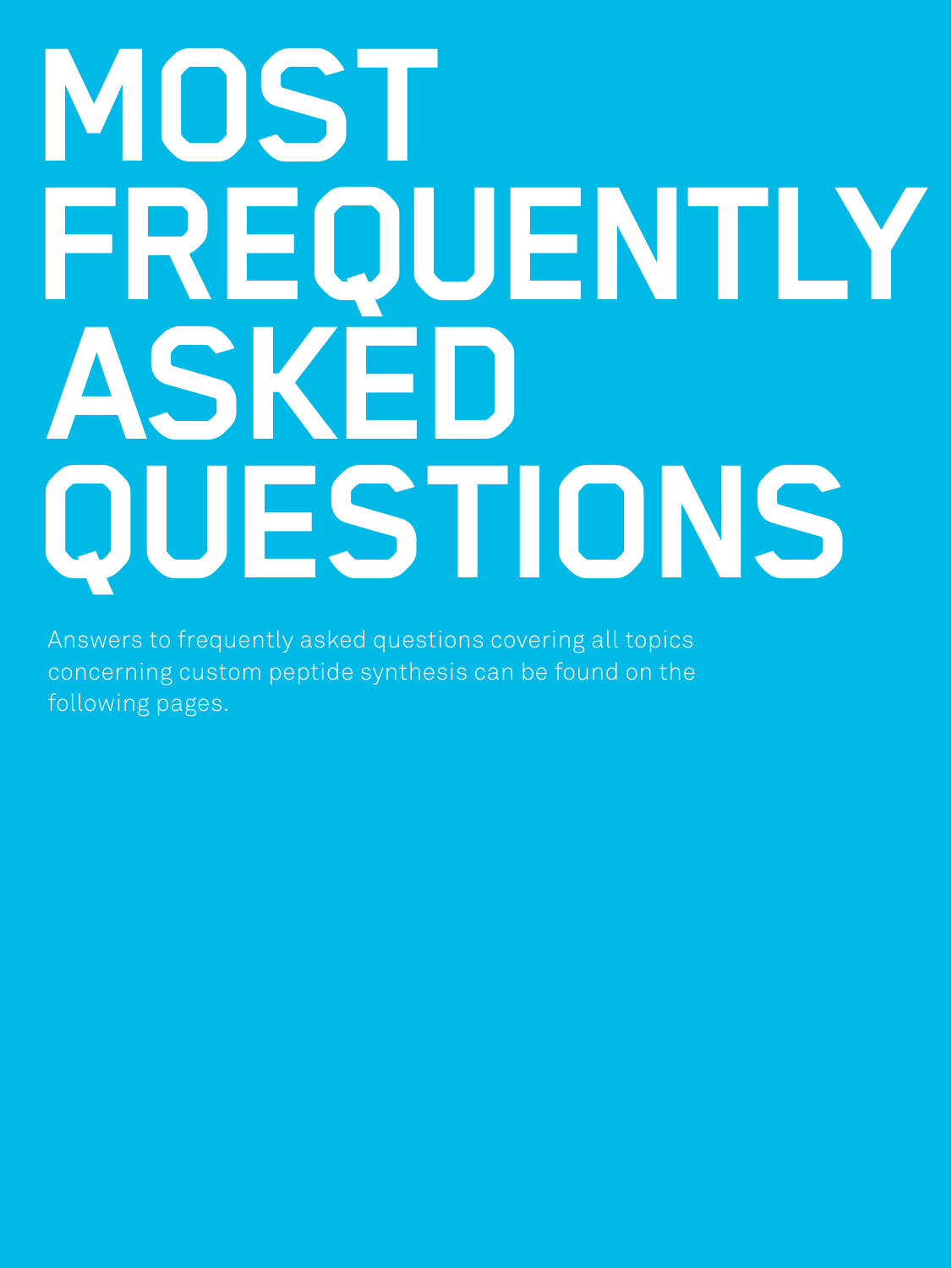# MOST FREQUENTLY ASKED QUESTIONS

Answers to frequently asked questions covering all topics concerning custom peptide synthesis can be found on the following pages.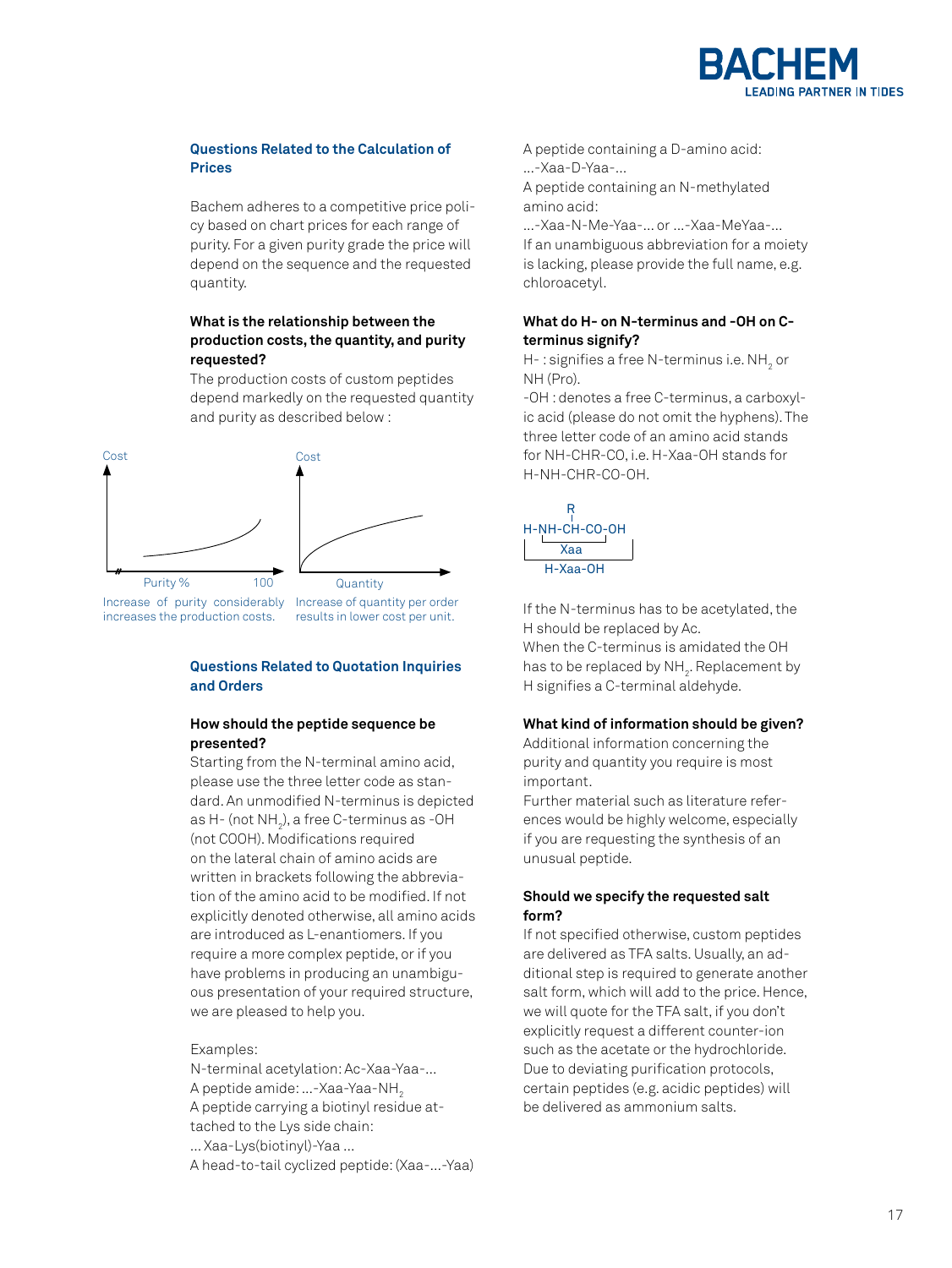## Questions Related to the Calculation of Prices

Bachem adheres to a competitive price policy based on chart prices for each range of purity. For a given purity grade the price will depend on the sequence and the requested quantity.

### What is the relationship between the production costs, the quantity, and purity requested?

The production costs of custom peptides depend markedly on the requested quantity and purity as described below :

Cost

Purity %

100

Increase of purity considerably increases the production costs.

Cost

Quantity

Increase of quantity per order results in lower cost per unit.

## Questions Related to Quotation Inquiries and Orders

### How should the peptide sequence be presented?

Starting from the N-terminal amino acid, please use the three letter code as standard. An unmodified N-terminus is depicted as H- (not $NH_2$), a free C-terminus as -OH (not COOH). Modifications required on the lateral chain of amino acids are written in brackets following the abbreviation of the amino acid to be modified. If not explicitly denoted otherwise, all amino acids are introduced as L-enantiomers. If you require a more complex peptide, or if you have problems in producing an unambiguous presentation of your required structure, we are pleased to help you.

Examples:

N-terminal acetylation: Ac-Xaa-Yaa-...

A peptide amide: ...-Xaa-Yaa-$NH_2$

A peptide carrying a biotinyl residue attached to the Lys side chain:

... Xaa-Lys(biotinyl)-Yaa ...

A head-to-tail cyclized peptide: (Xaa-...-Yaa)

A peptide containing a D-amino acid:

...-Xaa-D-Yaa-...

A peptide containing an N-methylated amino acid:

...-Xaa-N-Me-Yaa-... or ...-Xaa-MeYaa-...

If an unambiguous abbreviation for a moiety is lacking, please provide the full name, e.g. chloroacetyl.

### What do H- on N-terminus and -OH on C-terminus signify?

H- : signifies a free N-terminus i.e. $NH_2$ or NH (Pro).

-OH : denotes a free C-terminus, a carboxylic acid (please do not omit the hyphens). The three letter code of an amino acid stands for NH-CHR-CO, i.e. H-Xaa-OH stands for H-NH-CHR-CO-OH.

R

H-NH-CH-CO-OH

Xaa

H-Xaa-OH

If the N-terminus has to be acetylated, the H should be replaced by Ac.

When the C-terminus is amidated the OH has to be replaced by $NH_2$. Replacement by H signifies a C-terminal aldehyde.

### What kind of information should be given?

Additional information concerning the purity and quantity you require is most important.

Further material such as literature references would be highly welcome, especially if you are requesting the synthesis of an unusual peptide.

### Should we specify the requested salt form?

If not specified otherwise, custom peptides are delivered as TFA salts. Usually, an additional step is required to generate another salt form, which will add to the price. Hence, we will quote for the TFA salt, if you don't explicitly request a different counter-ion such as the acetate or the hydrochloride. Due to deviating purification protocols, certain peptides (e.g. acidic peptides) will be delivered as ammonium salts.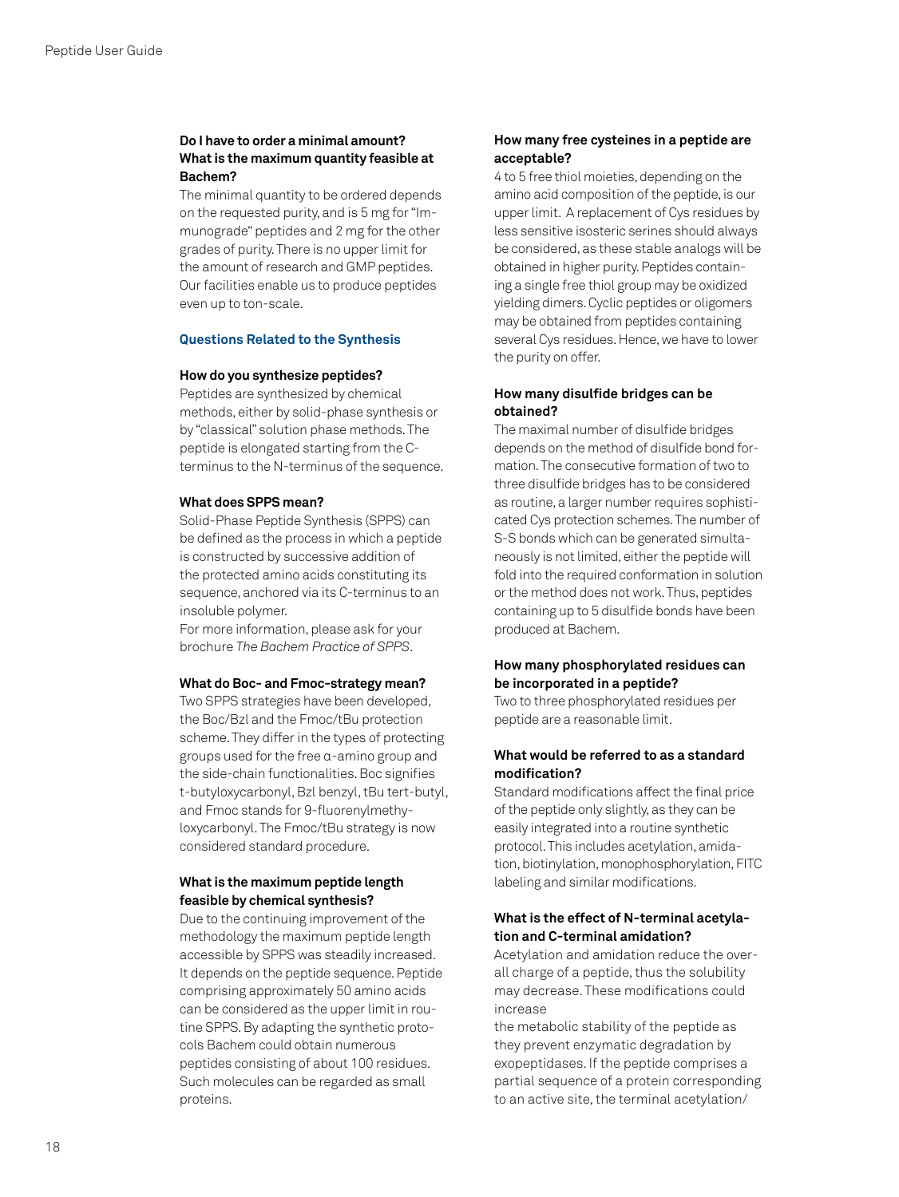**Do I have to order a minimal amount? What is the maximum quantity feasible at Bachem?**

The minimal quantity to be ordered depends on the requested purity, and is 5 mg for "Immunograde" peptides and 2 mg for the other grades of purity. There is no upper limit for the amount of research and GMP peptides. Our facilities enable us to produce peptides even up to ton-scale.

## Questions Related to the Synthesis

**How do you synthesize peptides?**

Peptides are synthesized by chemical methods, either by solid-phase synthesis or by "classical" solution phase methods. The peptide is elongated starting from the C-terminus to the N-terminus of the sequence.

**What does SPPS mean?**

Solid-Phase Peptide Synthesis (SPPS) can be defined as the process in which a peptide is constructed by successive addition of the protected amino acids constituting its sequence, anchored via its C-terminus to an insoluble polymer.

For more information, please ask for your brochure *The Bachem Practice of SPPS*.

**What do Boc- and Fmoc-strategy mean?**

Two SPPS strategies have been developed, the Boc/Bzl and the Fmoc/tBu protection scheme. They differ in the types of protecting groups used for the free α-amino group and the side-chain functionalities. Boc signifies t-butyloxycarbonyl, Bzl benzyl, tBu tert-butyl, and Fmoc stands for 9-fluorenylmethyloxycarbonyl. The Fmoc/tBu strategy is now considered standard procedure.

**What is the maximum peptide length feasible by chemical synthesis?**

Due to the continuing improvement of the methodology the maximum peptide length accessible by SPPS was steadily increased. It depends on the peptide sequence. Peptide comprising approximately 50 amino acids can be considered as the upper limit in routine SPPS. By adapting the synthetic protocols Bachem could obtain numerous peptides consisting of about 100 residues. Such molecules can be regarded as small proteins.

**How many free cysteines in a peptide are acceptable?**

4 to 5 free thiol moieties, depending on the amino acid composition of the peptide, is our upper limit. A replacement of Cys residues by less sensitive isosteric serines should always be considered, as these stable analogs will be obtained in higher purity. Peptides containing a single free thiol group may be oxidized yielding dimers. Cyclic peptides or oligomers may be obtained from peptides containing several Cys residues. Hence, we have to lower the purity on offer.

**How many disulfide bridges can be obtained?**

The maximal number of disulfide bridges depends on the method of disulfide bond formation. The consecutive formation of two to three disulfide bridges has to be considered as routine, a larger number requires sophisticated Cys protection schemes. The number of S-S bonds which can be generated simultaneously is not limited, either the peptide will fold into the required conformation in solution or the method does not work. Thus, peptides containing up to 5 disulfide bonds have been produced at Bachem.

**How many phosphorylated residues can be incorporated in a peptide?**

Two to three phosphorylated residues per peptide are a reasonable limit.

**What would be referred to as a standard modification?**

Standard modifications affect the final price of the peptide only slightly, as they can be easily integrated into a routine synthetic protocol. This includes acetylation, amidation, biotinylation, monophosphorylation, FITC labeling and similar modifications.

**What is the effect of N-terminal acetylation and C-terminal amidation?**

Acetylation and amidation reduce the overall charge of a peptide, thus the solubility may decrease. These modifications could increase the metabolic stability of the peptide as they prevent enzymatic degradation by exopeptidases. If the peptide comprises a partial sequence of a protein corresponding to an active site, the terminal acetylation/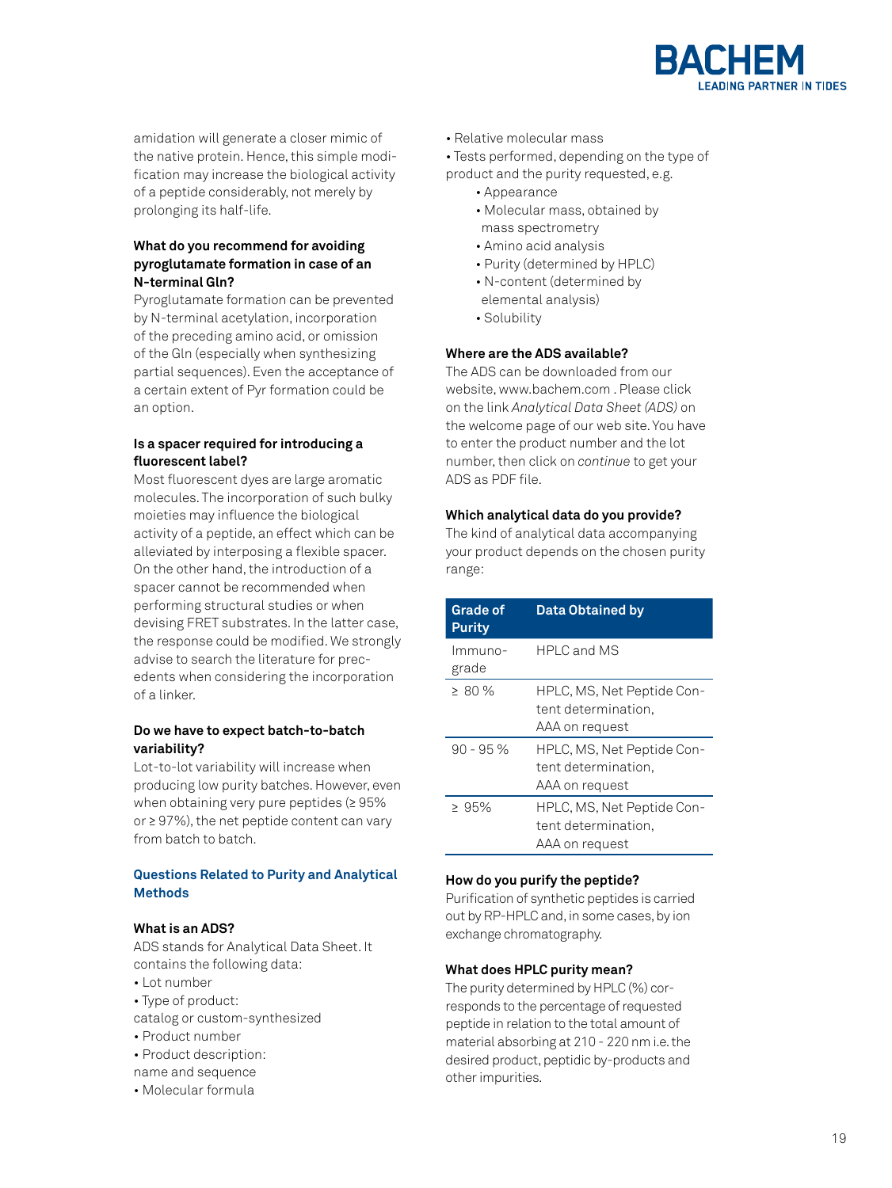amidation will generate a closer mimic of the native protein. Hence, this simple modification may increase the biological activity of a peptide considerably, not merely by prolonging its half-life.

**What do you recommend for avoiding pyroglutamate formation in case of an N-terminal Gln?**

Pyroglutamate formation can be prevented by N-terminal acetylation, incorporation of the preceding amino acid, or omission of the Gln (especially when synthesizing partial sequences). Even the acceptance of a certain extent of Pyr formation could be an option.

**Is a spacer required for introducing a fluorescent label?**

Most fluorescent dyes are large aromatic molecules. The incorporation of such bulky moieties may influence the biological activity of a peptide, an effect which can be alleviated by interposing a flexible spacer. On the other hand, the introduction of a spacer cannot be recommended when performing structural studies or when devising FRET substrates. In the latter case, the response could be modified. We strongly advise to search the literature for precedents when considering the incorporation of a linker.

**Do we have to expect batch-to-batch variability?**

Lot-to-lot variability will increase when producing low purity batches. However, even when obtaining very pure peptides (≥ 95% or ≥ 97%), the net peptide content can vary from batch to batch.

## Questions Related to Purity and Analytical Methods

**What is an ADS?**

ADS stands for Analytical Data Sheet. It contains the following data:

- Lot number
- Type of product: catalog or custom-synthesized
- Product number
- Product description: name and sequence
- Molecular formula
- Relative molecular mass
- Tests performed, depending on the type of product and the purity requested, e.g.
  - Appearance
  - Molecular mass, obtained by mass spectrometry
  - Amino acid analysis
  - Purity (determined by HPLC)
  - N-content (determined by elemental analysis)
  - Solubility

**Where are the ADS available?**

The ADS can be downloaded from our website, www.bachem.com . Please click on the link *Analytical Data Sheet (ADS)* on the welcome page of our web site. You have to enter the product number and the lot number, then click on *continue* to get your ADS as PDF file.

**Which analytical data do you provide?**

The kind of analytical data accompanying your product depends on the chosen purity range:

| Grade of Purity | Data Obtained by |
|---|---|
| Immuno-grade | HPLC and MS |
| ≥ 80 % | HPLC, MS, Net Peptide Content determination, AAA on request |
| 90 - 95 % | HPLC, MS, Net Peptide Content determination, AAA on request |
| ≥ 95% | HPLC, MS, Net Peptide Content determination, AAA on request |

**How do you purify the peptide?**

Purification of synthetic peptides is carried out by RP-HPLC and, in some cases, by ion exchange chromatography.

**What does HPLC purity mean?**

The purity determined by HPLC (%) corresponds to the percentage of requested peptide in relation to the total amount of material absorbing at 210 - 220 nm i.e. the desired product, peptidic by-products and other impurities.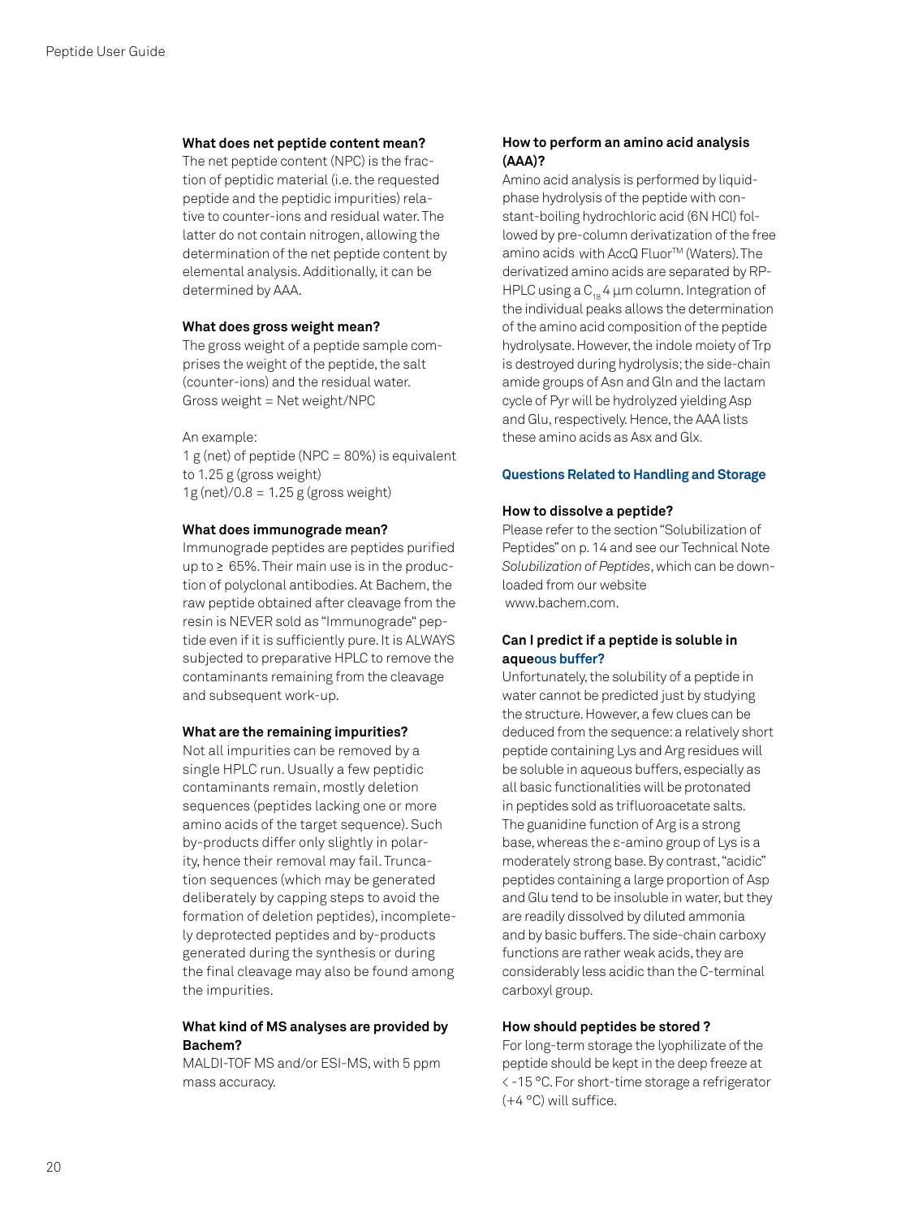### What does net peptide content mean?

The net peptide content (NPC) is the fraction of peptidic material (i.e. the requested peptide and the peptidic impurities) relative to counter-ions and residual water. The latter do not contain nitrogen, allowing the determination of the net peptide content by elemental analysis. Additionally, it can be determined by AAA.

### What does gross weight mean?

The gross weight of a peptide sample comprises the weight of the peptide, the salt (counter-ions) and the residual water.
Gross weight = Net weight/NPC

An example:
1 g (net) of peptide (NPC = 80%) is equivalent to 1.25 g (gross weight)
1g (net)/0.8 = 1.25 g (gross weight)

### What does immunograde mean?

Immunograde peptides are peptides purified up to ≥ 65%. Their main use is in the production of polyclonal antibodies. At Bachem, the raw peptide obtained after cleavage from the resin is NEVER sold as "Immunograde" peptide even if it is sufficiently pure. It is ALWAYS subjected to preparative HPLC to remove the contaminants remaining from the cleavage and subsequent work-up.

### What are the remaining impurities?

Not all impurities can be removed by a single HPLC run. Usually a few peptidic contaminants remain, mostly deletion sequences (peptides lacking one or more amino acids of the target sequence). Such by-products differ only slightly in polarity, hence their removal may fail. Truncation sequences (which may be generated deliberately by capping steps to avoid the formation of deletion peptides), incompletely deprotected peptides and by-products generated during the synthesis or during the final cleavage may also be found among the impurities.

### What kind of MS analyses are provided by Bachem?

MALDI-TOF MS and/or ESI-MS, with 5 ppm mass accuracy.

### How to perform an amino acid analysis (AAA)?

Amino acid analysis is performed by liquid-phase hydrolysis of the peptide with constant-boiling hydrochloric acid (6N HCl) followed by pre-column derivatization of the free amino acids with AccQ Fluor™ (Waters). The derivatized amino acids are separated by RP-HPLC using a $C_{18}$ 4 µm column. Integration of the individual peaks allows the determination of the amino acid composition of the peptide hydrolysate. However, the indole moiety of Trp is destroyed during hydrolysis; the side-chain amide groups of Asn and Gln and the lactam cycle of Pyr will be hydrolyzed yielding Asp and Glu, respectively. Hence, the AAA lists these amino acids as Asx and Glx.

## Questions Related to Handling and Storage

### How to dissolve a peptide?

Please refer to the section "Solubilization of Peptides" on p. 14 and see our Technical Note *Solubilization of Peptides*, which can be downloaded from our website www.bachem.com.

### Can I predict if a peptide is soluble in aqueous buffer?

Unfortunately, the solubility of a peptide in water cannot be predicted just by studying the structure. However, a few clues can be deduced from the sequence: a relatively short peptide containing Lys and Arg residues will be soluble in aqueous buffers, especially as all basic functionalities will be protonated in peptides sold as trifluoroacetate salts. The guanidine function of Arg is a strong base, whereas the ε-amino group of Lys is a moderately strong base. By contrast, "acidic" peptides containing a large proportion of Asp and Glu tend to be insoluble in water, but they are readily dissolved by diluted ammonia and by basic buffers. The side-chain carboxy functions are rather weak acids, they are considerably less acidic than the C-terminal carboxyl group.

### How should peptides be stored ?

For long-term storage the lyophilizate of the peptide should be kept in the deep freeze at < -15 °C. For short-time storage a refrigerator (+4 °C) will suffice.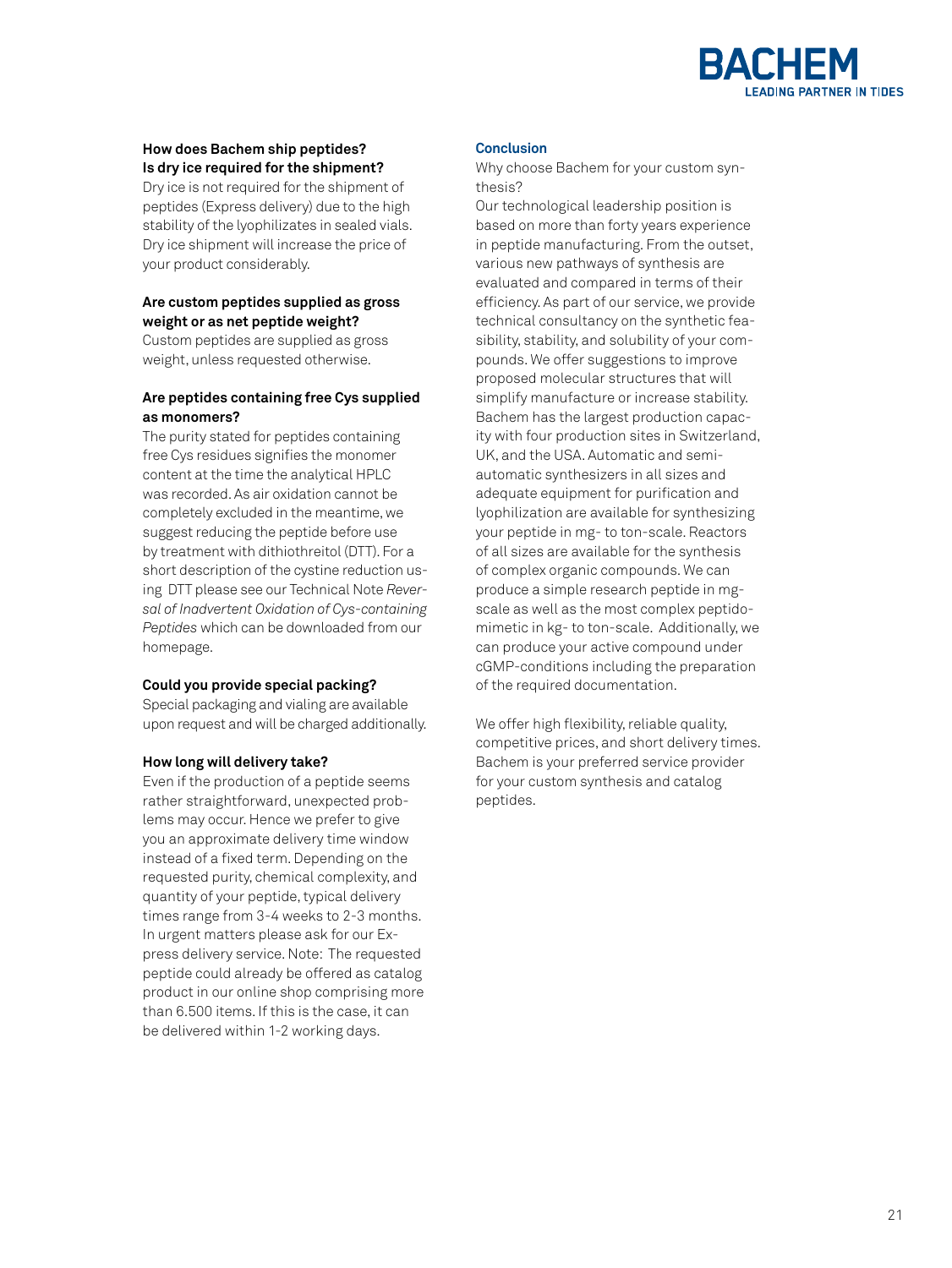### How does Bachem ship peptides? Is dry ice required for the shipment?

Dry ice is not required for the shipment of peptides (Express delivery) due to the high stability of the lyophilizates in sealed vials. Dry ice shipment will increase the price of your product considerably.

### Are custom peptides supplied as gross weight or as net peptide weight?

Custom peptides are supplied as gross weight, unless requested otherwise.

### Are peptides containing free Cys supplied as monomers?

The purity stated for peptides containing free Cys residues signifies the monomer content at the time the analytical HPLC was recorded. As air oxidation cannot be completely excluded in the meantime, we suggest reducing the peptide before use by treatment with dithiothreitol (DTT). For a short description of the cystine reduction using DTT please see our Technical Note *Reversal of Inadvertent Oxidation of Cys-containing Peptides* which can be downloaded from our homepage.

### Could you provide special packing?

Special packaging and vialing are available upon request and will be charged additionally.

### How long will delivery take?

Even if the production of a peptide seems rather straightforward, unexpected problems may occur. Hence we prefer to give you an approximate delivery time window instead of a fixed term. Depending on the requested purity, chemical complexity, and quantity of your peptide, typical delivery times range from 3-4 weeks to 2-3 months. In urgent matters please ask for our Express delivery service. Note: The requested peptide could already be offered as catalog product in our online shop comprising more than 6.500 items. If this is the case, it can be delivered within 1-2 working days.

## Conclusion

Why choose Bachem for your custom synthesis?

Our technological leadership position is based on more than forty years experience in peptide manufacturing. From the outset, various new pathways of synthesis are evaluated and compared in terms of their efficiency. As part of our service, we provide technical consultancy on the synthetic feasibility, stability, and solubility of your compounds. We offer suggestions to improve proposed molecular structures that will simplify manufacture or increase stability. Bachem has the largest production capacity with four production sites in Switzerland, UK, and the USA. Automatic and semi-automatic synthesizers in all sizes and adequate equipment for purification and lyophilization are available for synthesizing your peptide in mg- to ton-scale. Reactors of all sizes are available for the synthesis of complex organic compounds. We can produce a simple research peptide in mg-scale as well as the most complex peptidomimetic in kg- to ton-scale. Additionally, we can produce your active compound under cGMP-conditions including the preparation of the required documentation.

We offer high flexibility, reliable quality, competitive prices, and short delivery times. Bachem is your preferred service provider for your custom synthesis and catalog peptides.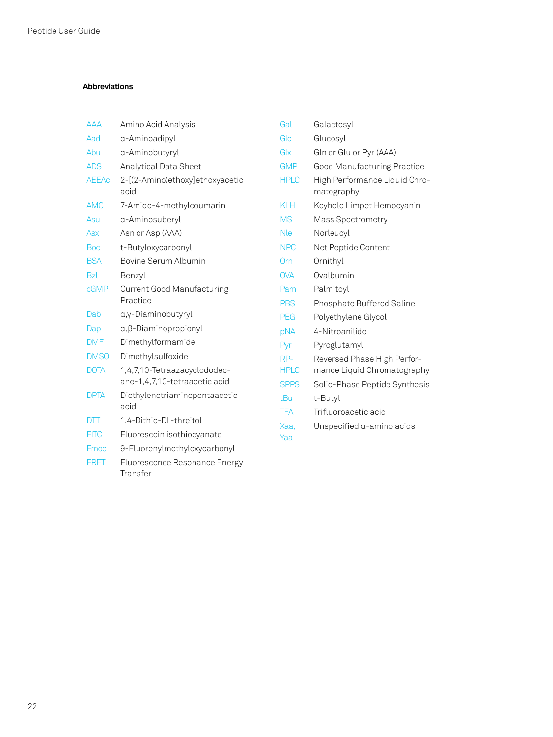**Abbreviations**

| | |
|---|---|
| AAA | Amino Acid Analysis |
| Aad | α-Aminoadipyl |
| Abu | α-Aminobutyryl |
| ADS | Analytical Data Sheet |
| AEEAc | 2-[(2-Amino)ethoxy]ethoxyacetic acid |
| AMC | 7-Amido-4-methylcoumarin |
| Asu | α-Aminosuberyl |
| Asx | Asn or Asp (AAA) |
| Boc | t-Butyloxycarbonyl |
| BSA | Bovine Serum Albumin |
| Bzl | Benzyl |
| cGMP | Current Good Manufacturing Practice |
| Dab | α,γ-Diaminobutyryl |
| Dap | α,β-Diaminopropionyl |
| DMF | Dimethylformamide |
| DMSO | Dimethylsulfoxide |
| DOTA | 1,4,7,10-Tetraazacyclododecane-1,4,7,10-tetraacetic acid |
| DPTA | Diethylenetriaminepentaacetic acid |
| DTT | 1,4-Dithio-DL-threitol |
| FITC | Fluorescein isothiocyanate |
| Fmoc | 9-Fluorenylmethyloxycarbonyl |
| FRET | Fluorescence Resonance Energy Transfer |
| Gal | Galactosyl |
| Glc | Glucosyl |
| Glx | Gln or Glu or Pyr (AAA) |
| GMP | Good Manufacturing Practice |
| HPLC | High Performance Liquid Chromatography |
| KLH | Keyhole Limpet Hemocyanin |
| MS | Mass Spectrometry |
| Nle | Norleucyl |
| NPC | Net Peptide Content |
| Orn | Ornithyl |
| OVA | Ovalbumin |
| Pam | Palmitoyl |
| PBS | Phosphate Buffered Saline |
| PEG | Polyethylene Glycol |
| pNA | 4-Nitroanilide |
| Pyr | Pyroglutamyl |
| RP-HPLC | Reversed Phase High Performance Liquid Chromatography |
| SPPS | Solid-Phase Peptide Synthesis |
| tBu | t-Butyl |
| TFA | Trifluoroacetic acid |
| Xaa, Yaa | Unspecified α-amino acids |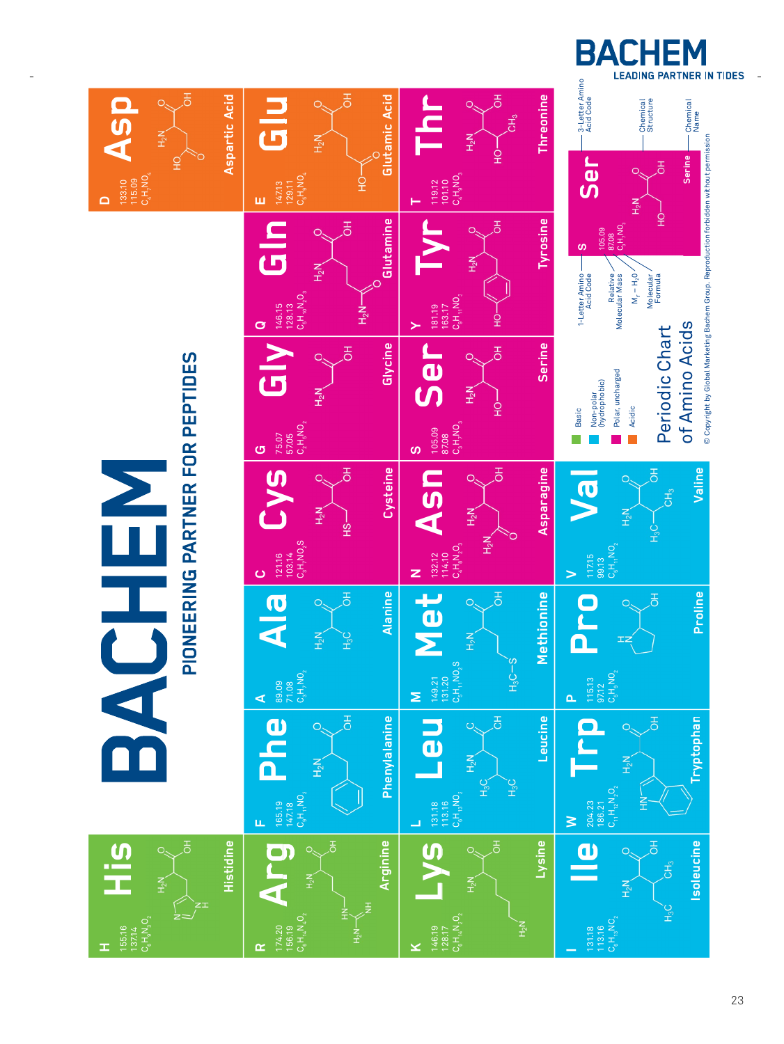# BACHEM

## PIONEERING PARTNER FOR PEPTIDES

BACHEM – LEADING PARTNER IN TIDES

# Periodic Chart of Amino Acids

**Legend:**

- Basic (green)
- Non-polar (hydrophobic) (blue)
- Polar, uncharged (magenta)
- Acidic (orange)

Example: S – 1-Letter Amino Acid Code; Ser – 3-Letter Amino Acid Code; 105.09 – Relative Molecular Mass; 87.08 – $M_r - H_2O$; $C_3H_7NO_3$ – Molecular Formula; Chemical Structure; Serine – Chemical Name

| 1-Letter | 3-Letter | Name | Relative Molecular Mass | $M_r - H_2O$ | Molecular Formula | Class |
|---|---|---|---|---|---|---|
| H | His | Histidine | 155.16 | 137.14 | $C_6H_9N_3O_2$ | Basic |
| R | Arg | Arginine | 174.20 | 156.19 | $C_6H_{14}N_4O_2$ | Basic |
| K | Lys | Lysine | 146.19 | 128.17 | $C_6H_{14}N_2O_2$ | Basic |
| I | Ile | Isoleucine | 131.18 | 113.16 | $C_6H_{13}NO_2$ | Non-polar (hydrophobic) |
| F | Phe | Phenylalanine | 165.19 | 147.18 | $C_9H_{11}NO_2$ | Non-polar (hydrophobic) |
| L | Leu | Leucine | 131.18 | 113.16 | $C_6H_{13}NO_2$ | Non-polar (hydrophobic) |
| W | Trp | Tryptophan | 204.23 | 186.21 | $C_{11}H_{12}N_2O_2$ | Non-polar (hydrophobic) |
| A | Ala | Alanine | 89.09 | 71.08 | $C_3H_7NO_2$ | Non-polar (hydrophobic) |
| M | Met | Methionine | 149.21 | 131.20 | $C_5H_{11}NO_2S$ | Non-polar (hydrophobic) |
| P | Pro | Proline | 115.13 | 97.12 | $C_5H_9NO_2$ | Non-polar (hydrophobic) |
| V | Val | Valine | 117.15 | 99.13 | $C_5H_{11}NO_2$ | Non-polar (hydrophobic) |
| C | Cys | Cysteine | 121.16 | 103.14 | $C_3H_7NO_2S$ | Polar, uncharged |
| N | Asn | Asparagine | 132.12 | 114.10 | $C_4H_8N_2O_3$ | Polar, uncharged |
| G | Gly | Glycine | 75.07 | 57.05 | $C_2H_5NO_2$ | Polar, uncharged |
| S | Ser | Serine | 105.09 | 87.08 | $C_3H_7NO_3$ | Polar, uncharged |
| Q | Gln | Glutamine | 146.15 | 128.13 | $C_5H_{10}N_2O_3$ | Polar, uncharged |
| Y | Tyr | Tyrosine | 181.19 | 163.17 | $C_9H_{11}NO_3$ | Polar, uncharged |
| T | Thr | Threonine | 119.12 | 101.10 | $C_4H_9NO_3$ | Polar, uncharged |
| D | Asp | Aspartic Acid | 133.10 | 115.09 | $C_4H_7NO_4$ | Acidic |
| E | Glu | Glutamic Acid | 147.13 | 129.11 | $C_5H_9NO_4$ | Acidic |

© Copyright by Global Marketing Bachem Group. Reproduction forbidden without permission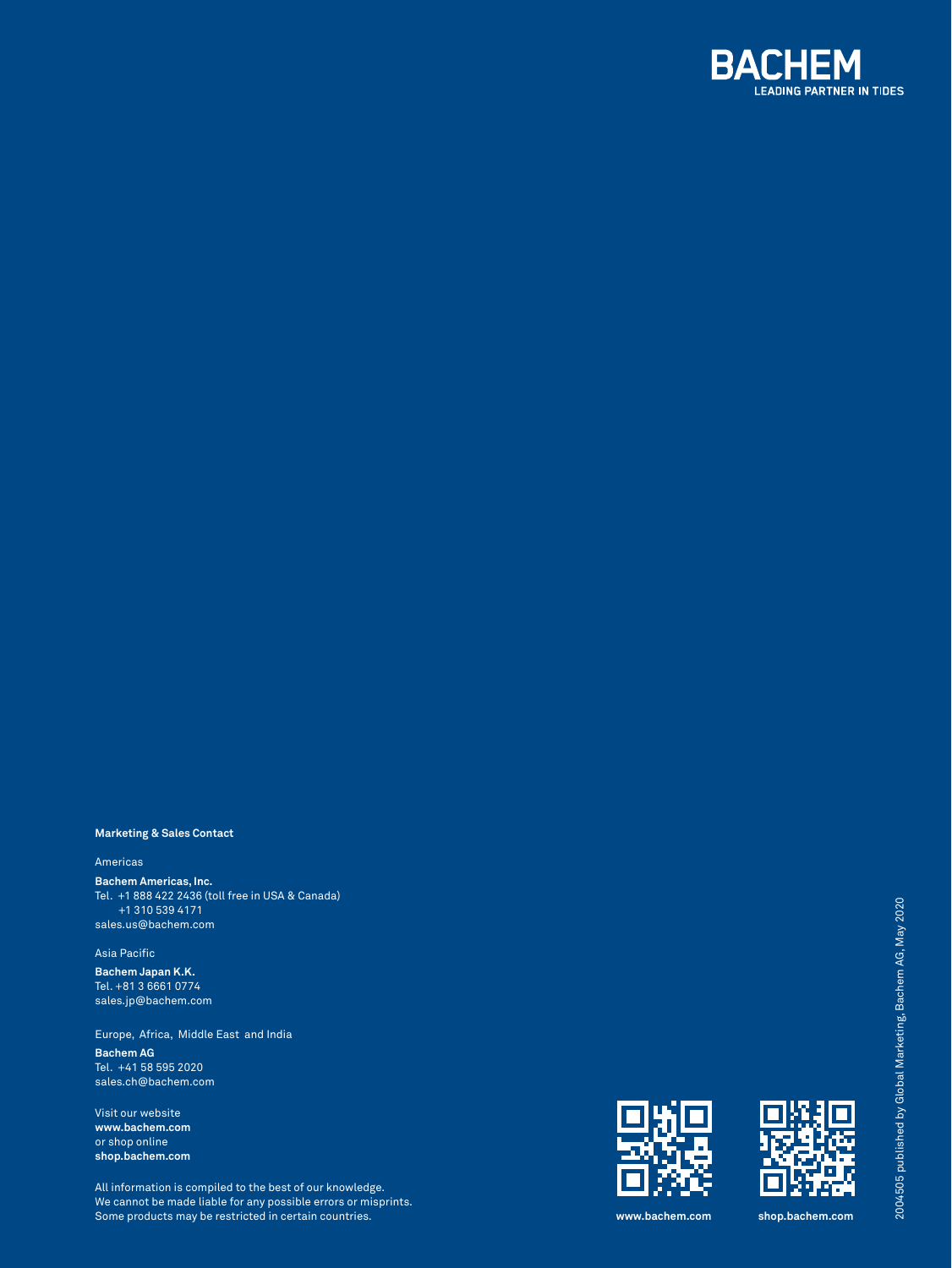BACHEM
LEADING PARTNER IN TIDES

**Marketing & Sales Contact**

Americas

**Bachem Americas, Inc.**
Tel. +1 888 422 2436 (toll free in USA & Canada)
+1 310 539 4171
sales.us@bachem.com

Asia Pacific

**Bachem Japan K.K.**
Tel. +81 3 6661 0774
sales.jp@bachem.com

Europe, Africa, Middle East and India

**Bachem AG**
Tel. +41 58 595 2020
sales.ch@bachem.com

Visit our website
**www.bachem.com**
or shop online
**shop.bachem.com**

All information is compiled to the best of our knowledge.
We cannot be made liable for any possible errors or misprints.
Some products may be restricted in certain countries.

**www.bachem.com** **shop.bachem.com**

2004505 published by Global Marketing, Bachem AG, May 2020